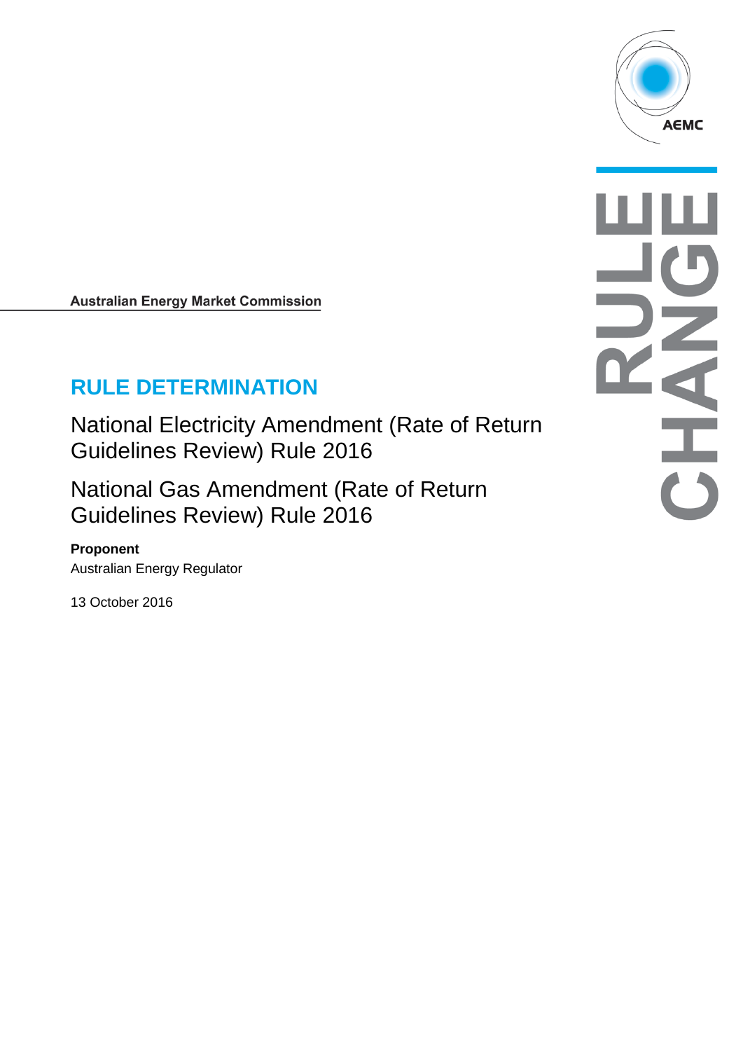AEMC

RULE CHANGE

**Australian Energy Market Commission**

# RULE DETERMINATION

## National Electricity Amendment (Rate of Return Guidelines Review) Rule 2016

## National Gas Amendment (Rate of Return Guidelines Review) Rule 2016

**Proponent**

Australian Energy Regulator

13 October 2016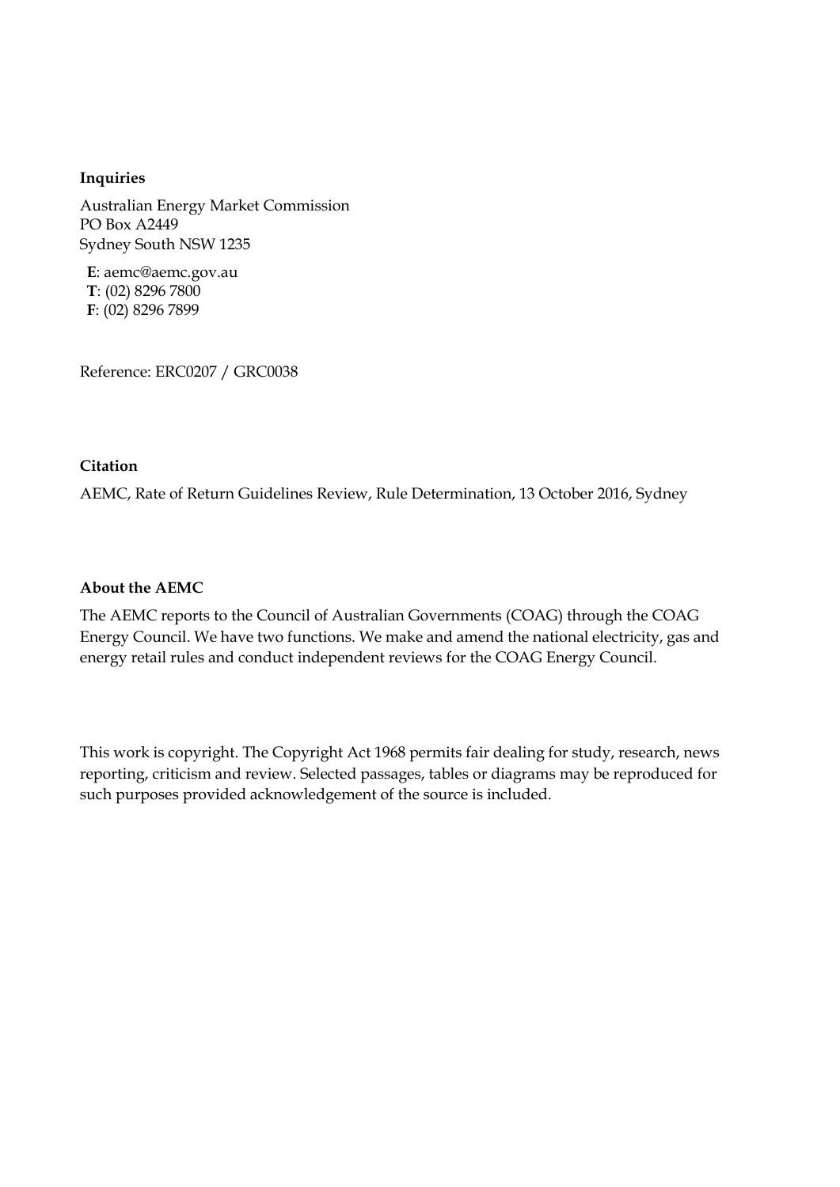**Inquiries**

Australian Energy Market Commission
PO Box A2449
Sydney South NSW 1235

**E**: aemc@aemc.gov.au
**T**: (02) 8296 7800
**F**: (02) 8296 7899

Reference: ERC0207 / GRC0038

**Citation**

AEMC, Rate of Return Guidelines Review, Rule Determination, 13 October 2016, Sydney

**About the AEMC**

The AEMC reports to the Council of Australian Governments (COAG) through the COAG Energy Council. We have two functions. We make and amend the national electricity, gas and energy retail rules and conduct independent reviews for the COAG Energy Council.

This work is copyright. The Copyright Act 1968 permits fair dealing for study, research, news reporting, criticism and review. Selected passages, tables or diagrams may be reproduced for such purposes provided acknowledgement of the source is included.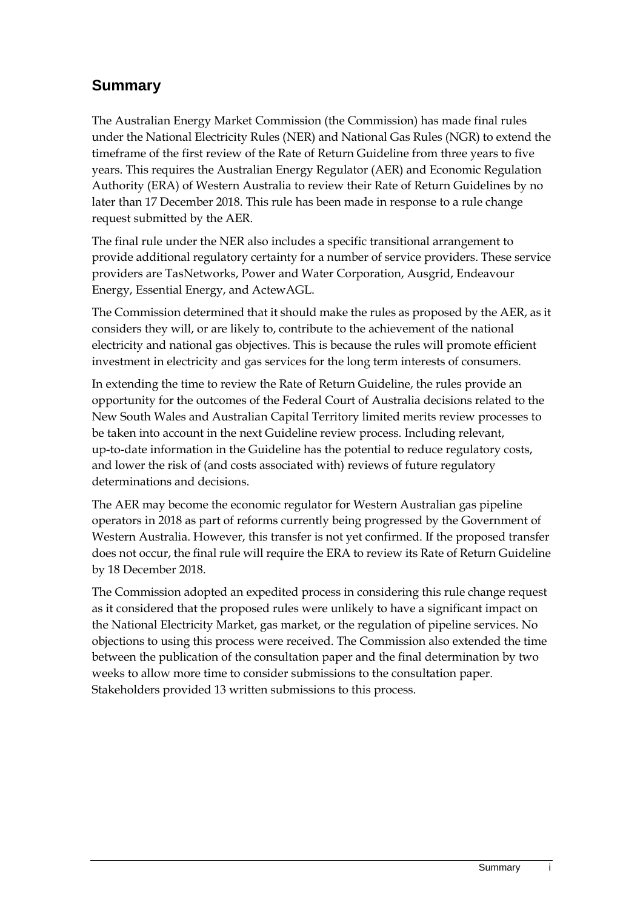## Summary

The Australian Energy Market Commission (the Commission) has made final rules under the National Electricity Rules (NER) and National Gas Rules (NGR) to extend the timeframe of the first review of the Rate of Return Guideline from three years to five years. This requires the Australian Energy Regulator (AER) and Economic Regulation Authority (ERA) of Western Australia to review their Rate of Return Guidelines by no later than 17 December 2018. This rule has been made in response to a rule change request submitted by the AER.

The final rule under the NER also includes a specific transitional arrangement to provide additional regulatory certainty for a number of service providers. These service providers are TasNetworks, Power and Water Corporation, Ausgrid, Endeavour Energy, Essential Energy, and ActewAGL.

The Commission determined that it should make the rules as proposed by the AER, as it considers they will, or are likely to, contribute to the achievement of the national electricity and national gas objectives. This is because the rules will promote efficient investment in electricity and gas services for the long term interests of consumers.

In extending the time to review the Rate of Return Guideline, the rules provide an opportunity for the outcomes of the Federal Court of Australia decisions related to the New South Wales and Australian Capital Territory limited merits review processes to be taken into account in the next Guideline review process. Including relevant, up-to-date information in the Guideline has the potential to reduce regulatory costs, and lower the risk of (and costs associated with) reviews of future regulatory determinations and decisions.

The AER may become the economic regulator for Western Australian gas pipeline operators in 2018 as part of reforms currently being progressed by the Government of Western Australia. However, this transfer is not yet confirmed. If the proposed transfer does not occur, the final rule will require the ERA to review its Rate of Return Guideline by 18 December 2018.

The Commission adopted an expedited process in considering this rule change request as it considered that the proposed rules were unlikely to have a significant impact on the National Electricity Market, gas market, or the regulation of pipeline services. No objections to using this process were received. The Commission also extended the time between the publication of the consultation paper and the final determination by two weeks to allow more time to consider submissions to the consultation paper. Stakeholders provided 13 written submissions to this process.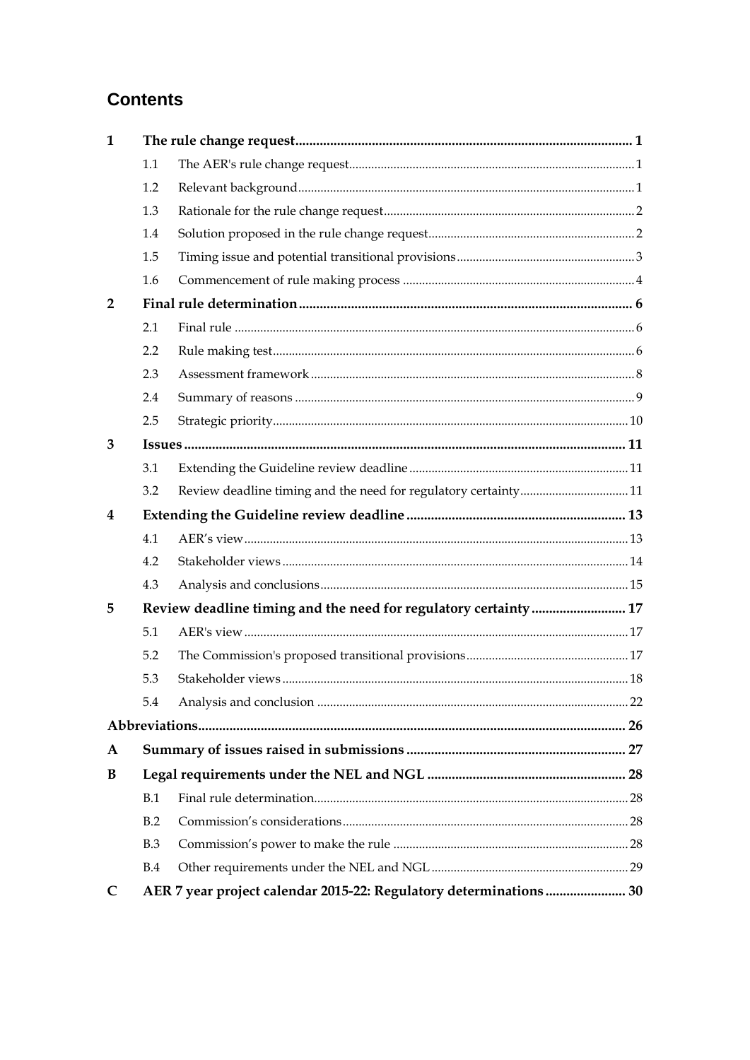# Contents

| | | | |
|---|---|---|---|
| **1** | **The rule change request** | | **1** |
| | 1.1 | The AER's rule change request | 1 |
| | 1.2 | Relevant background | 1 |
| | 1.3 | Rationale for the rule change request | 2 |
| | 1.4 | Solution proposed in the rule change request | 2 |
| | 1.5 | Timing issue and potential transitional provisions | 3 |
| | 1.6 | Commencement of rule making process | 4 |
| **2** | **Final rule determination** | | **6** |
| | 2.1 | Final rule | 6 |
| | 2.2 | Rule making test | 6 |
| | 2.3 | Assessment framework | 8 |
| | 2.4 | Summary of reasons | 9 |
| | 2.5 | Strategic priority | 10 |
| **3** | **Issues** | | **11** |
| | 3.1 | Extending the Guideline review deadline | 11 |
| | 3.2 | Review deadline timing and the need for regulatory certainty | 11 |
| **4** | **Extending the Guideline review deadline** | | **13** |
| | 4.1 | AER's view | 13 |
| | 4.2 | Stakeholder views | 14 |
| | 4.3 | Analysis and conclusions | 15 |
| **5** | **Review deadline timing and the need for regulatory certainty** | | **17** |
| | 5.1 | AER's view | 17 |
| | 5.2 | The Commission's proposed transitional provisions | 17 |
| | 5.3 | Stakeholder views | 18 |
| | 5.4 | Analysis and conclusion | 22 |
| **Abbreviations** | | | **26** |
| **A** | **Summary of issues raised in submissions** | | **27** |
| **B** | **Legal requirements under the NEL and NGL** | | **28** |
| | B.1 | Final rule determination | 28 |
| | B.2 | Commission's considerations | 28 |
| | B.3 | Commission's power to make the rule | 28 |
| | B.4 | Other requirements under the NEL and NGL | 29 |
| **C** | **AER 7 year project calendar 2015-22: Regulatory determinations** | | **30** |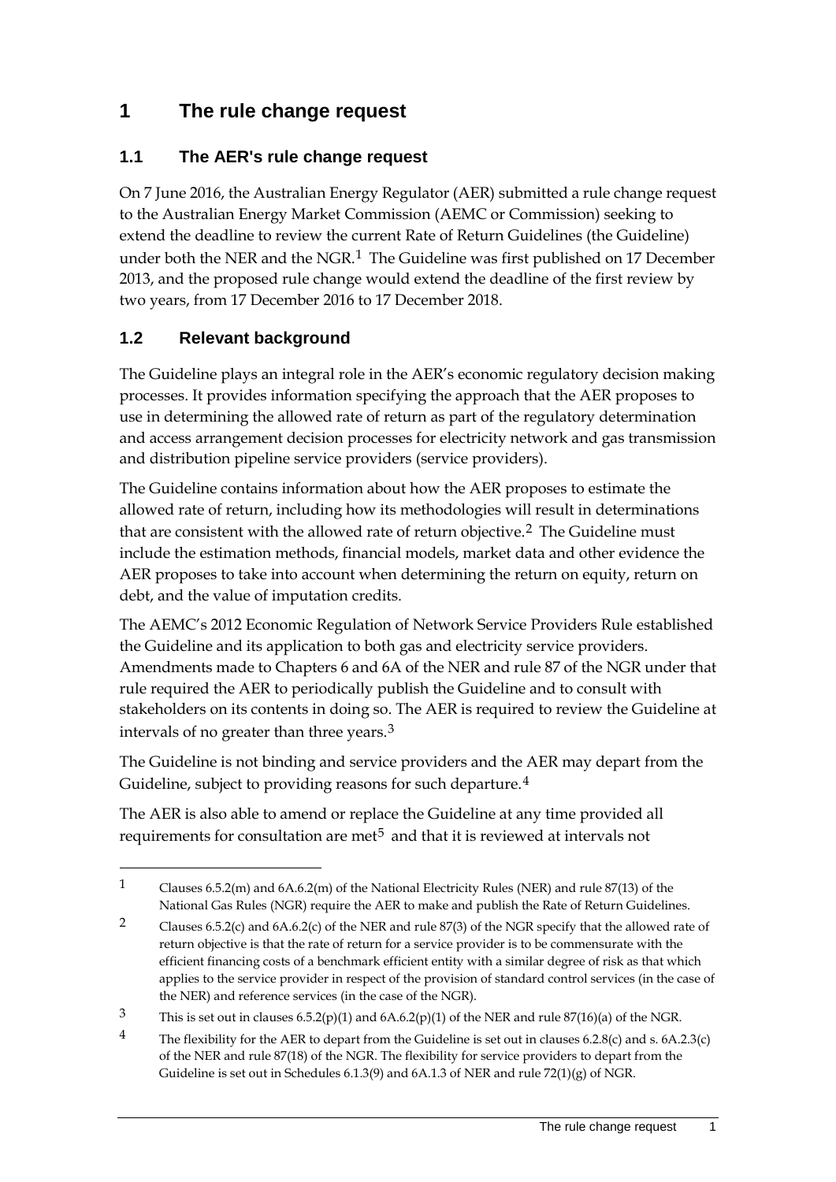# 1 The rule change request

## 1.1 The AER's rule change request

On 7 June 2016, the Australian Energy Regulator (AER) submitted a rule change request to the Australian Energy Market Commission (AEMC or Commission) seeking to extend the deadline to review the current Rate of Return Guidelines (the Guideline) under both the NER and the NGR.[1] The Guideline was first published on 17 December 2013, and the proposed rule change would extend the deadline of the first review by two years, from 17 December 2016 to 17 December 2018.

## 1.2 Relevant background

The Guideline plays an integral role in the AER's economic regulatory decision making processes. It provides information specifying the approach that the AER proposes to use in determining the allowed rate of return as part of the regulatory determination and access arrangement decision processes for electricity network and gas transmission and distribution pipeline service providers (service providers).

The Guideline contains information about how the AER proposes to estimate the allowed rate of return, including how its methodologies will result in determinations that are consistent with the allowed rate of return objective.[2] The Guideline must include the estimation methods, financial models, market data and other evidence the AER proposes to take into account when determining the return on equity, return on debt, and the value of imputation credits.

The AEMC's 2012 Economic Regulation of Network Service Providers Rule established the Guideline and its application to both gas and electricity service providers. Amendments made to Chapters 6 and 6A of the NER and rule 87 of the NGR under that rule required the AER to periodically publish the Guideline and to consult with stakeholders on its contents in doing so. The AER is required to review the Guideline at intervals of no greater than three years.[3]

The Guideline is not binding and service providers and the AER may depart from the Guideline, subject to providing reasons for such departure.[4]

The AER is also able to amend or replace the Guideline at any time provided all requirements for consultation are met[5] and that it is reviewed at intervals not

---

1 Clauses 6.5.2(m) and 6A.6.2(m) of the National Electricity Rules (NER) and rule 87(13) of the National Gas Rules (NGR) require the AER to make and publish the Rate of Return Guidelines.

2 Clauses 6.5.2(c) and 6A.6.2(c) of the NER and rule 87(3) of the NGR specify that the allowed rate of return objective is that the rate of return for a service provider is to be commensurate with the efficient financing costs of a benchmark efficient entity with a similar degree of risk as that which applies to the service provider in respect of the provision of standard control services (in the case of the NER) and reference services (in the case of the NGR).

3 This is set out in clauses 6.5.2(p)(1) and 6A.6.2(p)(1) of the NER and rule 87(16)(a) of the NGR.

4 The flexibility for the AER to depart from the Guideline is set out in clauses 6.2.8(c) and s. 6A.2.3(c) of the NER and rule 87(18) of the NGR. The flexibility for service providers to depart from the Guideline is set out in Schedules 6.1.3(9) and 6A.1.3 of NER and rule 72(1)(g) of NGR.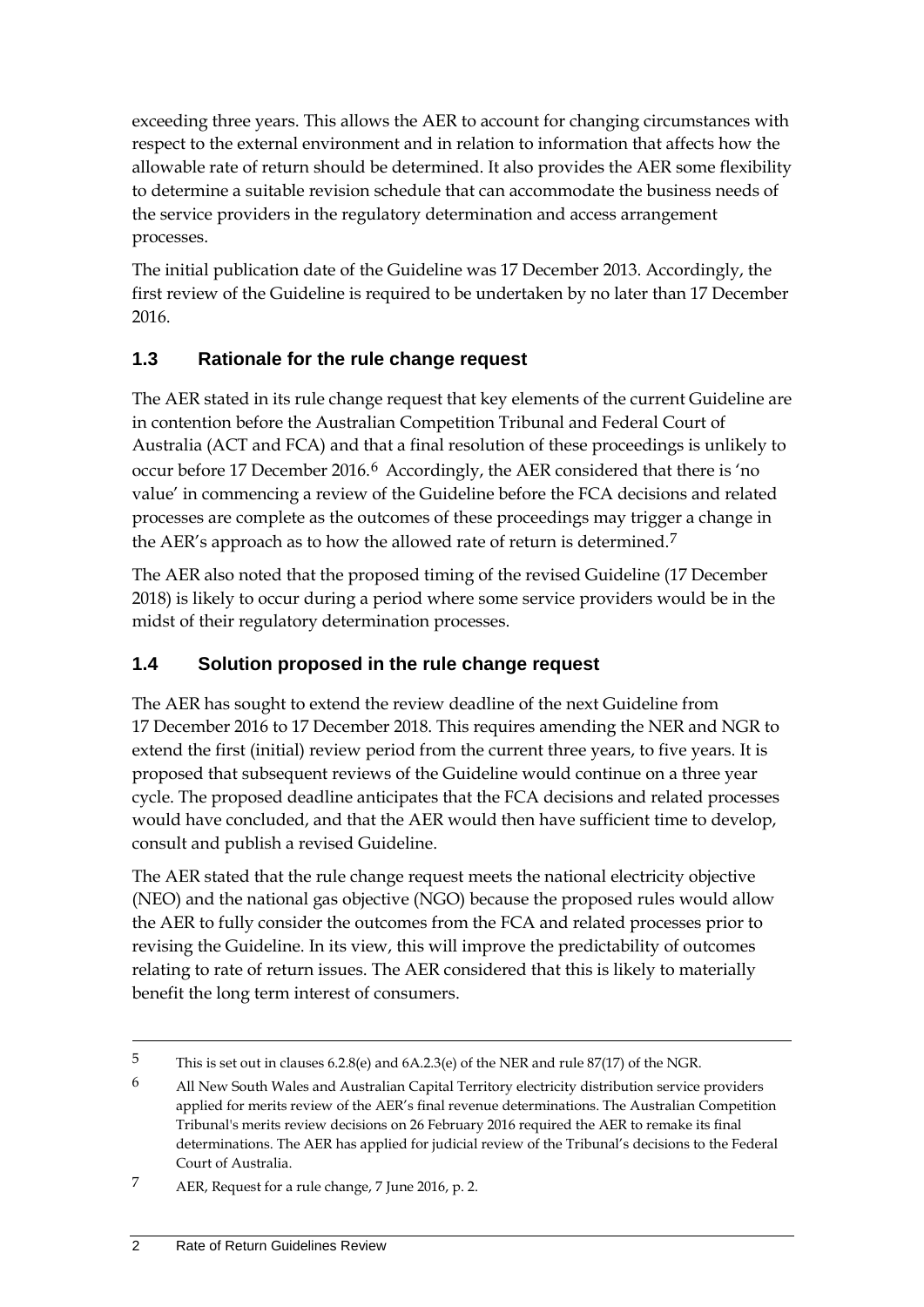exceeding three years. This allows the AER to account for changing circumstances with respect to the external environment and in relation to information that affects how the allowable rate of return should be determined. It also provides the AER some flexibility to determine a suitable revision schedule that can accommodate the business needs of the service providers in the regulatory determination and access arrangement processes.

The initial publication date of the Guideline was 17 December 2013. Accordingly, the first review of the Guideline is required to be undertaken by no later than 17 December 2016.

## 1.3 Rationale for the rule change request

The AER stated in its rule change request that key elements of the current Guideline are in contention before the Australian Competition Tribunal and Federal Court of Australia (ACT and FCA) and that a final resolution of these proceedings is unlikely to occur before 17 December 2016.[6] Accordingly, the AER considered that there is 'no value' in commencing a review of the Guideline before the FCA decisions and related processes are complete as the outcomes of these proceedings may trigger a change in the AER's approach as to how the allowed rate of return is determined.[7]

The AER also noted that the proposed timing of the revised Guideline (17 December 2018) is likely to occur during a period where some service providers would be in the midst of their regulatory determination processes.

## 1.4 Solution proposed in the rule change request

The AER has sought to extend the review deadline of the next Guideline from 17 December 2016 to 17 December 2018. This requires amending the NER and NGR to extend the first (initial) review period from the current three years, to five years. It is proposed that subsequent reviews of the Guideline would continue on a three year cycle. The proposed deadline anticipates that the FCA decisions and related processes would have concluded, and that the AER would then have sufficient time to develop, consult and publish a revised Guideline.

The AER stated that the rule change request meets the national electricity objective (NEO) and the national gas objective (NGO) because the proposed rules would allow the AER to fully consider the outcomes from the FCA and related processes prior to revising the Guideline. In its view, this will improve the predictability of outcomes relating to rate of return issues. The AER considered that this is likely to materially benefit the long term interest of consumers.

---

5 This is set out in clauses 6.2.8(e) and 6A.2.3(e) of the NER and rule 87(17) of the NGR.

6 All New South Wales and Australian Capital Territory electricity distribution service providers applied for merits review of the AER's final revenue determinations. The Australian Competition Tribunal's merits review decisions on 26 February 2016 required the AER to remake its final determinations. The AER has applied for judicial review of the Tribunal's decisions to the Federal Court of Australia.

7 AER, Request for a rule change, 7 June 2016, p. 2.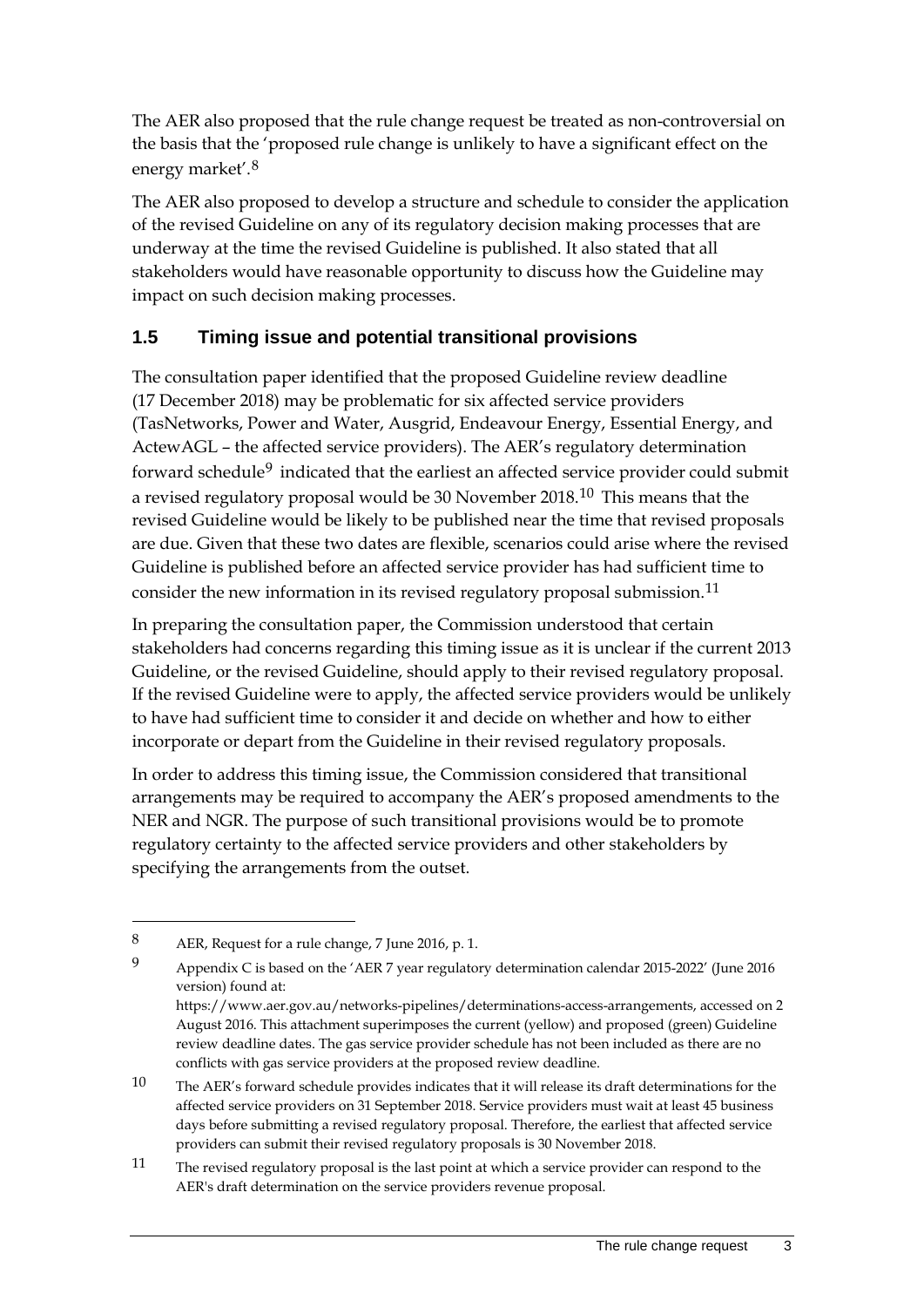The AER also proposed that the rule change request be treated as non-controversial on the basis that the 'proposed rule change is unlikely to have a significant effect on the energy market'.[8]

The AER also proposed to develop a structure and schedule to consider the application of the revised Guideline on any of its regulatory decision making processes that are underway at the time the revised Guideline is published. It also stated that all stakeholders would have reasonable opportunity to discuss how the Guideline may impact on such decision making processes.

## 1.5 Timing issue and potential transitional provisions

The consultation paper identified that the proposed Guideline review deadline (17 December 2018) may be problematic for six affected service providers (TasNetworks, Power and Water, Ausgrid, Endeavour Energy, Essential Energy, and ActewAGL – the affected service providers). The AER's regulatory determination forward schedule[9] indicated that the earliest an affected service provider could submit a revised regulatory proposal would be 30 November 2018.[10] This means that the revised Guideline would be likely to be published near the time that revised proposals are due. Given that these two dates are flexible, scenarios could arise where the revised Guideline is published before an affected service provider has had sufficient time to consider the new information in its revised regulatory proposal submission.[11]

In preparing the consultation paper, the Commission understood that certain stakeholders had concerns regarding this timing issue as it is unclear if the current 2013 Guideline, or the revised Guideline, should apply to their revised regulatory proposal. If the revised Guideline were to apply, the affected service providers would be unlikely to have had sufficient time to consider it and decide on whether and how to either incorporate or depart from the Guideline in their revised regulatory proposals.

In order to address this timing issue, the Commission considered that transitional arrangements may be required to accompany the AER's proposed amendments to the NER and NGR. The purpose of such transitional provisions would be to promote regulatory certainty to the affected service providers and other stakeholders by specifying the arrangements from the outset.

---

[8] AER, Request for a rule change, 7 June 2016, p. 1.

[9] Appendix C is based on the 'AER 7 year regulatory determination calendar 2015-2022' (June 2016 version) found at: https://www.aer.gov.au/networks-pipelines/determinations-access-arrangements, accessed on 2 August 2016. This attachment superimposes the current (yellow) and proposed (green) Guideline review deadline dates. The gas service provider schedule has not been included as there are no conflicts with gas service providers at the proposed review deadline.

[10] The AER's forward schedule provides indicates that it will release its draft determinations for the affected service providers on 31 September 2018. Service providers must wait at least 45 business days before submitting a revised regulatory proposal. Therefore, the earliest that affected service providers can submit their revised regulatory proposals is 30 November 2018.

[11] The revised regulatory proposal is the last point at which a service provider can respond to the AER's draft determination on the service providers revenue proposal.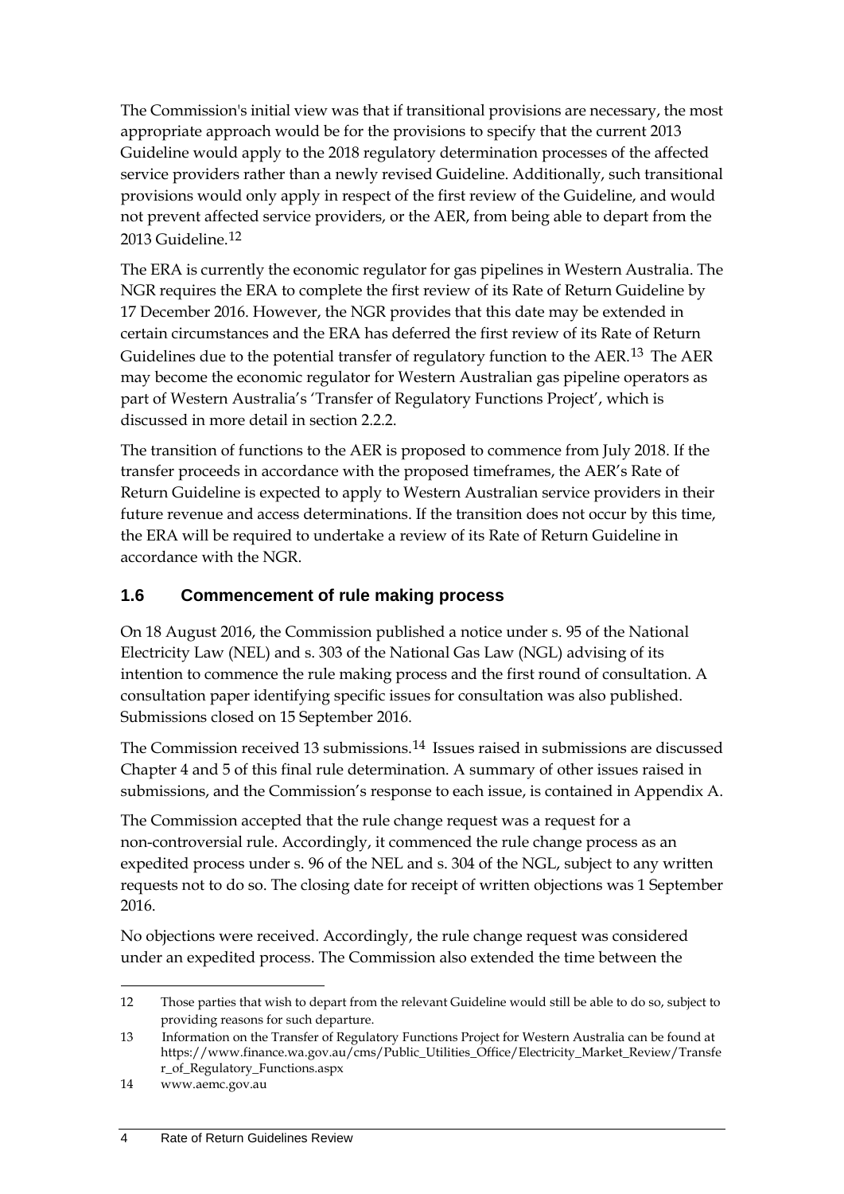The Commission's initial view was that if transitional provisions are necessary, the most appropriate approach would be for the provisions to specify that the current 2013 Guideline would apply to the 2018 regulatory determination processes of the affected service providers rather than a newly revised Guideline. Additionally, such transitional provisions would only apply in respect of the first review of the Guideline, and would not prevent affected service providers, or the AER, from being able to depart from the 2013 Guideline.[12]

The ERA is currently the economic regulator for gas pipelines in Western Australia. The NGR requires the ERA to complete the first review of its Rate of Return Guideline by 17 December 2016. However, the NGR provides that this date may be extended in certain circumstances and the ERA has deferred the first review of its Rate of Return Guidelines due to the potential transfer of regulatory function to the AER.[13] The AER may become the economic regulator for Western Australian gas pipeline operators as part of Western Australia's 'Transfer of Regulatory Functions Project', which is discussed in more detail in section 2.2.2.

The transition of functions to the AER is proposed to commence from July 2018. If the transfer proceeds in accordance with the proposed timeframes, the AER's Rate of Return Guideline is expected to apply to Western Australian service providers in their future revenue and access determinations. If the transition does not occur by this time, the ERA will be required to undertake a review of its Rate of Return Guideline in accordance with the NGR.

## 1.6 Commencement of rule making process

On 18 August 2016, the Commission published a notice under s. 95 of the National Electricity Law (NEL) and s. 303 of the National Gas Law (NGL) advising of its intention to commence the rule making process and the first round of consultation. A consultation paper identifying specific issues for consultation was also published. Submissions closed on 15 September 2016.

The Commission received 13 submissions.[14] Issues raised in submissions are discussed Chapter 4 and 5 of this final rule determination. A summary of other issues raised in submissions, and the Commission's response to each issue, is contained in Appendix A.

The Commission accepted that the rule change request was a request for a non-controversial rule. Accordingly, it commenced the rule change process as an expedited process under s. 96 of the NEL and s. 304 of the NGL, subject to any written requests not to do so. The closing date for receipt of written objections was 1 September 2016.

No objections were received. Accordingly, the rule change request was considered under an expedited process. The Commission also extended the time between the

---

12 Those parties that wish to depart from the relevant Guideline would still be able to do so, subject to providing reasons for such departure.

13 Information on the Transfer of Regulatory Functions Project for Western Australia can be found at https://www.finance.wa.gov.au/cms/Public_Utilities_Office/Electricity_Market_Review/Transfer_of_Regulatory_Functions.aspx

14 www.aemc.gov.au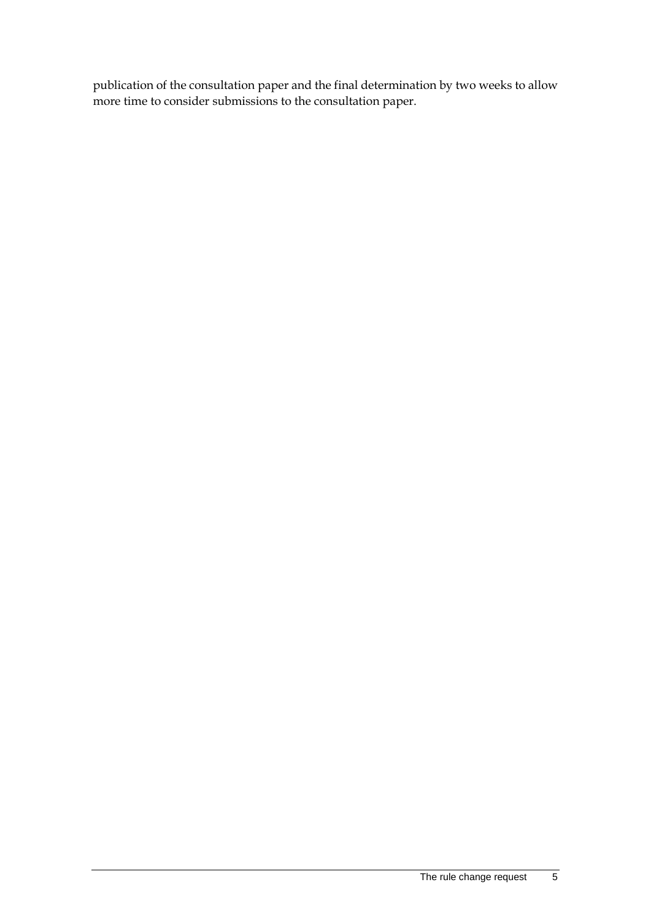publication of the consultation paper and the final determination by two weeks to allow more time to consider submissions to the consultation paper.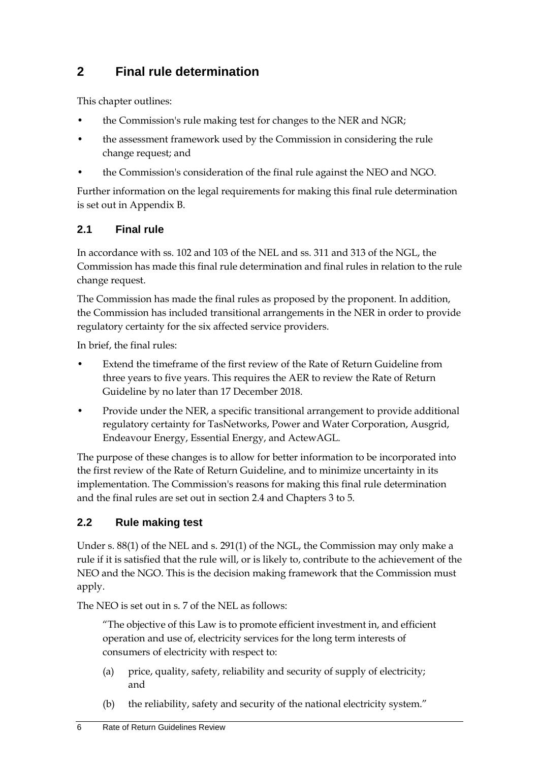# 2 Final rule determination

This chapter outlines:

- the Commission's rule making test for changes to the NER and NGR;
- the assessment framework used by the Commission in considering the rule change request; and
- the Commission's consideration of the final rule against the NEO and NGO.

Further information on the legal requirements for making this final rule determination is set out in Appendix B.

## 2.1 Final rule

In accordance with ss. 102 and 103 of the NEL and ss. 311 and 313 of the NGL, the Commission has made this final rule determination and final rules in relation to the rule change request.

The Commission has made the final rules as proposed by the proponent. In addition, the Commission has included transitional arrangements in the NER in order to provide regulatory certainty for the six affected service providers.

In brief, the final rules:

- Extend the timeframe of the first review of the Rate of Return Guideline from three years to five years. This requires the AER to review the Rate of Return Guideline by no later than 17 December 2018.
- Provide under the NER, a specific transitional arrangement to provide additional regulatory certainty for TasNetworks, Power and Water Corporation, Ausgrid, Endeavour Energy, Essential Energy, and ActewAGL.

The purpose of these changes is to allow for better information to be incorporated into the first review of the Rate of Return Guideline, and to minimize uncertainty in its implementation. The Commission's reasons for making this final rule determination and the final rules are set out in section 2.4 and Chapters 3 to 5.

## 2.2 Rule making test

Under s. 88(1) of the NEL and s. 291(1) of the NGL, the Commission may only make a rule if it is satisfied that the rule will, or is likely to, contribute to the achievement of the NEO and the NGO. This is the decision making framework that the Commission must apply.

The NEO is set out in s. 7 of the NEL as follows:

> "The objective of this Law is to promote efficient investment in, and efficient operation and use of, electricity services for the long term interests of consumers of electricity with respect to:
>
> (a) price, quality, safety, reliability and security of supply of electricity; and
>
> (b) the reliability, safety and security of the national electricity system."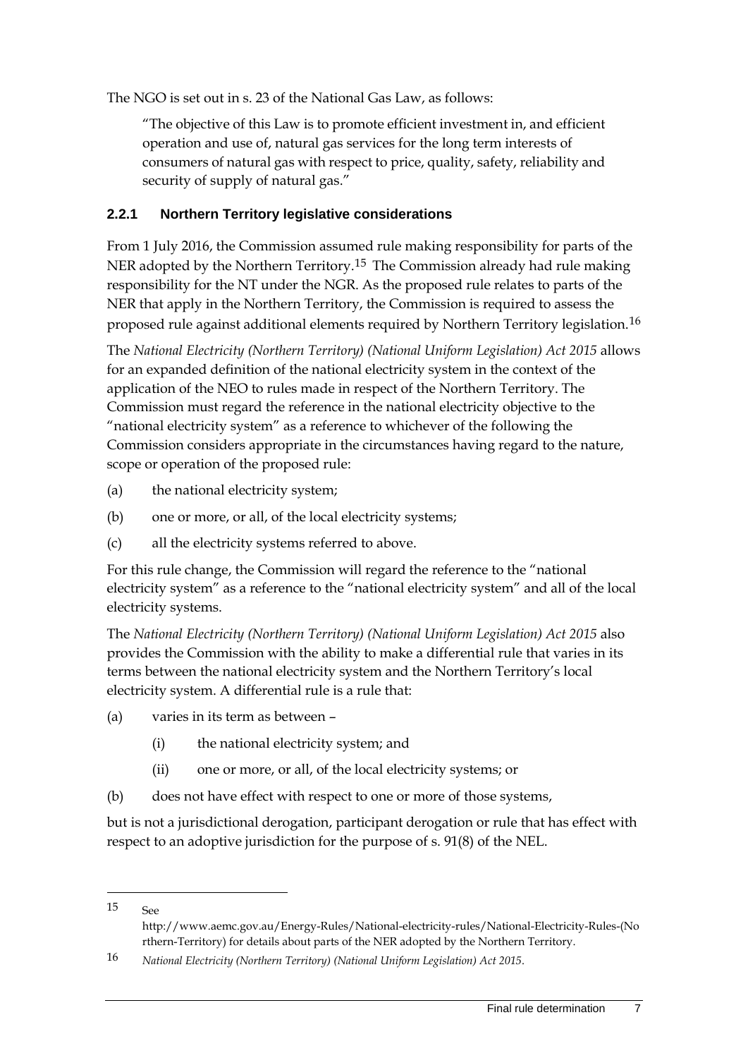The NGO is set out in s. 23 of the National Gas Law, as follows:

> "The objective of this Law is to promote efficient investment in, and efficient operation and use of, natural gas services for the long term interests of consumers of natural gas with respect to price, quality, safety, reliability and security of supply of natural gas."

### 2.2.1 Northern Territory legislative considerations

From 1 July 2016, the Commission assumed rule making responsibility for parts of the NER adopted by the Northern Territory.[15] The Commission already had rule making responsibility for the NT under the NGR. As the proposed rule relates to parts of the NER that apply in the Northern Territory, the Commission is required to assess the proposed rule against additional elements required by Northern Territory legislation.[16]

The *National Electricity (Northern Territory) (National Uniform Legislation) Act 2015* allows for an expanded definition of the national electricity system in the context of the application of the NEO to rules made in respect of the Northern Territory. The Commission must regard the reference in the national electricity objective to the "national electricity system" as a reference to whichever of the following the Commission considers appropriate in the circumstances having regard to the nature, scope or operation of the proposed rule:

(a) the national electricity system;

(b) one or more, or all, of the local electricity systems;

(c) all the electricity systems referred to above.

For this rule change, the Commission will regard the reference to the "national electricity system" as a reference to the "national electricity system" and all of the local electricity systems.

The *National Electricity (Northern Territory) (National Uniform Legislation) Act 2015* also provides the Commission with the ability to make a differential rule that varies in its terms between the national electricity system and the Northern Territory's local electricity system. A differential rule is a rule that:

(a) varies in its term as between –

  (i) the national electricity system; and

  (ii) one or more, or all, of the local electricity systems; or

(b) does not have effect with respect to one or more of those systems,

but is not a jurisdictional derogation, participant derogation or rule that has effect with respect to an adoptive jurisdiction for the purpose of s. 91(8) of the NEL.

---

15 See http://www.aemc.gov.au/Energy-Rules/National-electricity-rules/National-Electricity-Rules-(Northern-Territory) for details about parts of the NER adopted by the Northern Territory.

16 *National Electricity (Northern Territory) (National Uniform Legislation) Act 2015*.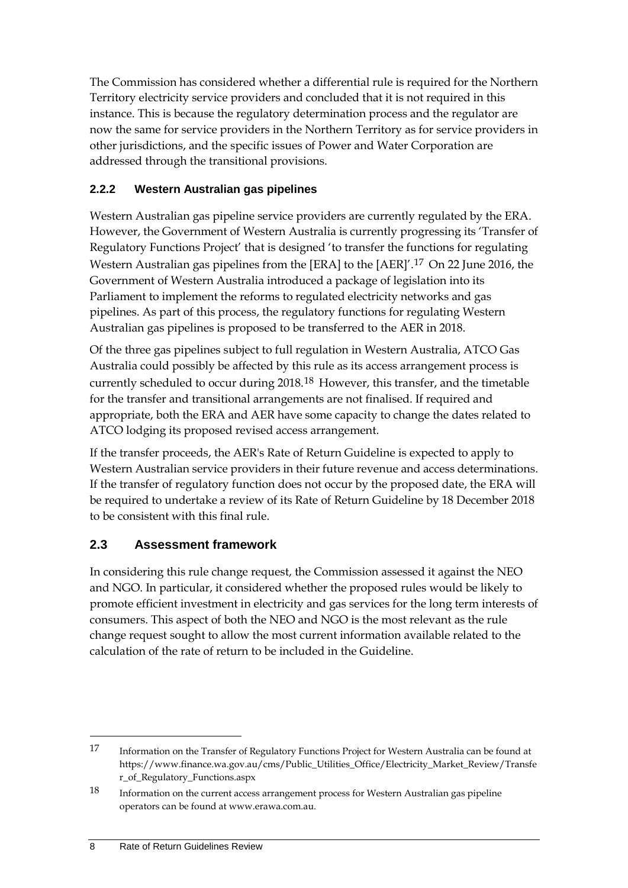The Commission has considered whether a differential rule is required for the Northern Territory electricity service providers and concluded that it is not required in this instance. This is because the regulatory determination process and the regulator are now the same for service providers in the Northern Territory as for service providers in other jurisdictions, and the specific issues of Power and Water Corporation are addressed through the transitional provisions.

### 2.2.2 Western Australian gas pipelines

Western Australian gas pipeline service providers are currently regulated by the ERA. However, the Government of Western Australia is currently progressing its 'Transfer of Regulatory Functions Project' that is designed 'to transfer the functions for regulating Western Australian gas pipelines from the [ERA] to the [AER]'.[17] On 22 June 2016, the Government of Western Australia introduced a package of legislation into its Parliament to implement the reforms to regulated electricity networks and gas pipelines. As part of this process, the regulatory functions for regulating Western Australian gas pipelines is proposed to be transferred to the AER in 2018.

Of the three gas pipelines subject to full regulation in Western Australia, ATCO Gas Australia could possibly be affected by this rule as its access arrangement process is currently scheduled to occur during 2018.[18] However, this transfer, and the timetable for the transfer and transitional arrangements are not finalised. If required and appropriate, both the ERA and AER have some capacity to change the dates related to ATCO lodging its proposed revised access arrangement.

If the transfer proceeds, the AER's Rate of Return Guideline is expected to apply to Western Australian service providers in their future revenue and access determinations. If the transfer of regulatory function does not occur by the proposed date, the ERA will be required to undertake a review of its Rate of Return Guideline by 18 December 2018 to be consistent with this final rule.

## 2.3 Assessment framework

In considering this rule change request, the Commission assessed it against the NEO and NGO. In particular, it considered whether the proposed rules would be likely to promote efficient investment in electricity and gas services for the long term interests of consumers. This aspect of both the NEO and NGO is the most relevant as the rule change request sought to allow the most current information available related to the calculation of the rate of return to be included in the Guideline.

---

17 Information on the Transfer of Regulatory Functions Project for Western Australia can be found at https://www.finance.wa.gov.au/cms/Public_Utilities_Office/Electricity_Market_Review/Transfer_of_Regulatory_Functions.aspx

18 Information on the current access arrangement process for Western Australian gas pipeline operators can be found at www.erawa.com.au.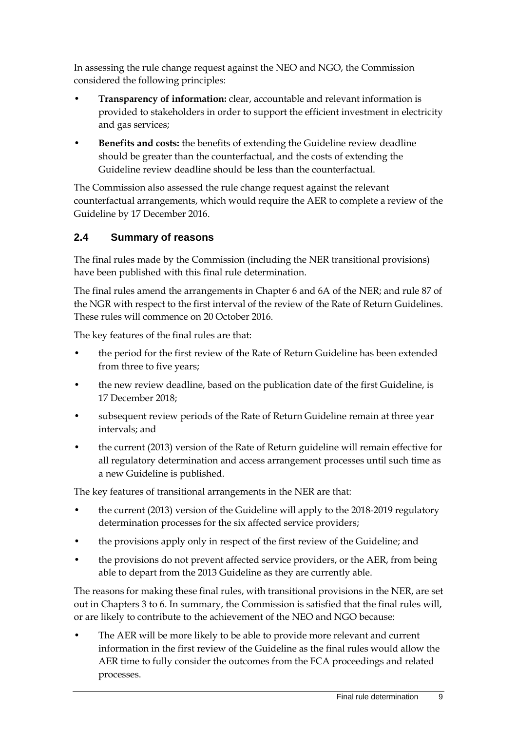In assessing the rule change request against the NEO and NGO, the Commission considered the following principles:

- **Transparency of information:** clear, accountable and relevant information is provided to stakeholders in order to support the efficient investment in electricity and gas services;
- **Benefits and costs:** the benefits of extending the Guideline review deadline should be greater than the counterfactual, and the costs of extending the Guideline review deadline should be less than the counterfactual.

The Commission also assessed the rule change request against the relevant counterfactual arrangements, which would require the AER to complete a review of the Guideline by 17 December 2016.

## 2.4 Summary of reasons

The final rules made by the Commission (including the NER transitional provisions) have been published with this final rule determination.

The final rules amend the arrangements in Chapter 6 and 6A of the NER; and rule 87 of the NGR with respect to the first interval of the review of the Rate of Return Guidelines. These rules will commence on 20 October 2016.

The key features of the final rules are that:

- the period for the first review of the Rate of Return Guideline has been extended from three to five years;
- the new review deadline, based on the publication date of the first Guideline, is 17 December 2018;
- subsequent review periods of the Rate of Return Guideline remain at three year intervals; and
- the current (2013) version of the Rate of Return guideline will remain effective for all regulatory determination and access arrangement processes until such time as a new Guideline is published.

The key features of transitional arrangements in the NER are that:

- the current (2013) version of the Guideline will apply to the 2018-2019 regulatory determination processes for the six affected service providers;
- the provisions apply only in respect of the first review of the Guideline; and
- the provisions do not prevent affected service providers, or the AER, from being able to depart from the 2013 Guideline as they are currently able.

The reasons for making these final rules, with transitional provisions in the NER, are set out in Chapters 3 to 6. In summary, the Commission is satisfied that the final rules will, or are likely to contribute to the achievement of the NEO and NGO because:

- The AER will be more likely to be able to provide more relevant and current information in the first review of the Guideline as the final rules would allow the AER time to fully consider the outcomes from the FCA proceedings and related processes.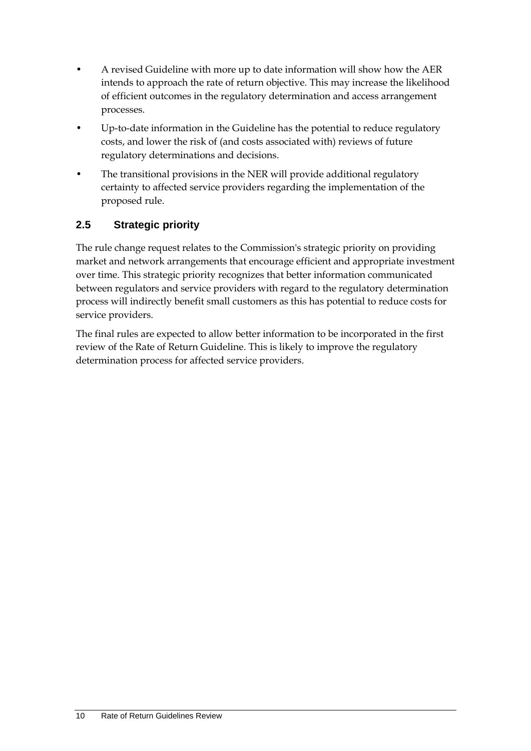- A revised Guideline with more up to date information will show how the AER intends to approach the rate of return objective. This may increase the likelihood of efficient outcomes in the regulatory determination and access arrangement processes.
- Up-to-date information in the Guideline has the potential to reduce regulatory costs, and lower the risk of (and costs associated with) reviews of future regulatory determinations and decisions.
- The transitional provisions in the NER will provide additional regulatory certainty to affected service providers regarding the implementation of the proposed rule.

## 2.5 Strategic priority

The rule change request relates to the Commission's strategic priority on providing market and network arrangements that encourage efficient and appropriate investment over time. This strategic priority recognizes that better information communicated between regulators and service providers with regard to the regulatory determination process will indirectly benefit small customers as this has potential to reduce costs for service providers.

The final rules are expected to allow better information to be incorporated in the first review of the Rate of Return Guideline. This is likely to improve the regulatory determination process for affected service providers.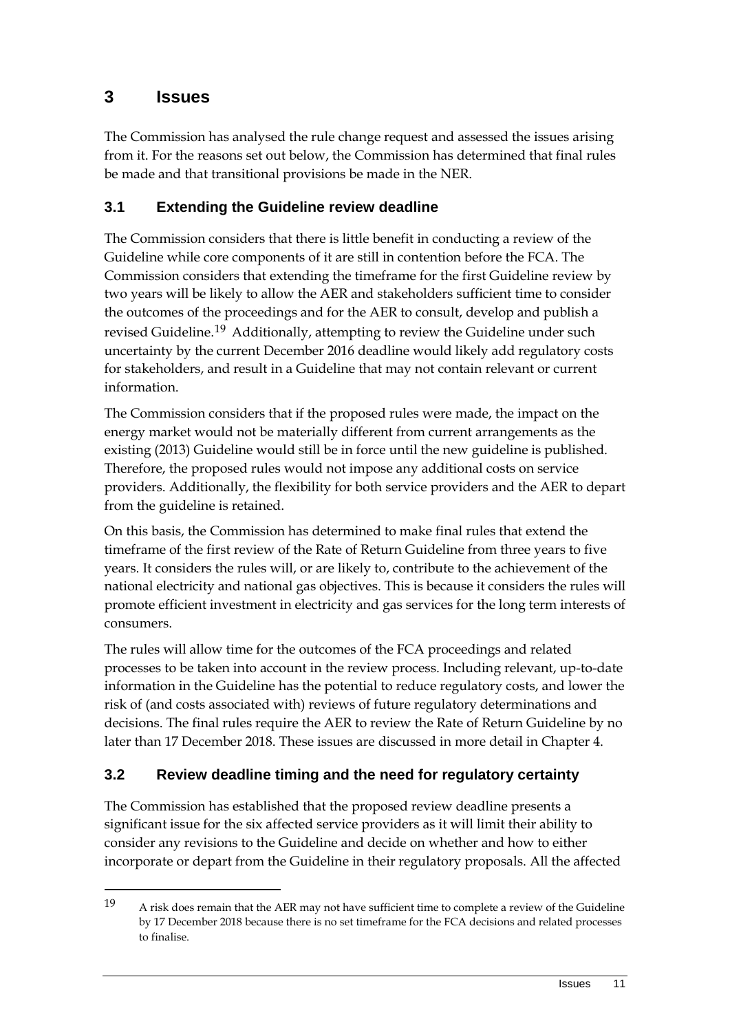# 3 Issues

The Commission has analysed the rule change request and assessed the issues arising from it. For the reasons set out below, the Commission has determined that final rules be made and that transitional provisions be made in the NER.

## 3.1 Extending the Guideline review deadline

The Commission considers that there is little benefit in conducting a review of the Guideline while core components of it are still in contention before the FCA. The Commission considers that extending the timeframe for the first Guideline review by two years will be likely to allow the AER and stakeholders sufficient time to consider the outcomes of the proceedings and for the AER to consult, develop and publish a revised Guideline.[19] Additionally, attempting to review the Guideline under such uncertainty by the current December 2016 deadline would likely add regulatory costs for stakeholders, and result in a Guideline that may not contain relevant or current information.

The Commission considers that if the proposed rules were made, the impact on the energy market would not be materially different from current arrangements as the existing (2013) Guideline would still be in force until the new guideline is published. Therefore, the proposed rules would not impose any additional costs on service providers. Additionally, the flexibility for both service providers and the AER to depart from the guideline is retained.

On this basis, the Commission has determined to make final rules that extend the timeframe of the first review of the Rate of Return Guideline from three years to five years. It considers the rules will, or are likely to, contribute to the achievement of the national electricity and national gas objectives. This is because it considers the rules will promote efficient investment in electricity and gas services for the long term interests of consumers.

The rules will allow time for the outcomes of the FCA proceedings and related processes to be taken into account in the review process. Including relevant, up-to-date information in the Guideline has the potential to reduce regulatory costs, and lower the risk of (and costs associated with) reviews of future regulatory determinations and decisions. The final rules require the AER to review the Rate of Return Guideline by no later than 17 December 2018. These issues are discussed in more detail in Chapter 4.

## 3.2 Review deadline timing and the need for regulatory certainty

The Commission has established that the proposed review deadline presents a significant issue for the six affected service providers as it will limit their ability to consider any revisions to the Guideline and decide on whether and how to either incorporate or depart from the Guideline in their regulatory proposals. All the affected

---

[19] A risk does remain that the AER may not have sufficient time to complete a review of the Guideline by 17 December 2018 because there is no set timeframe for the FCA decisions and related processes to finalise.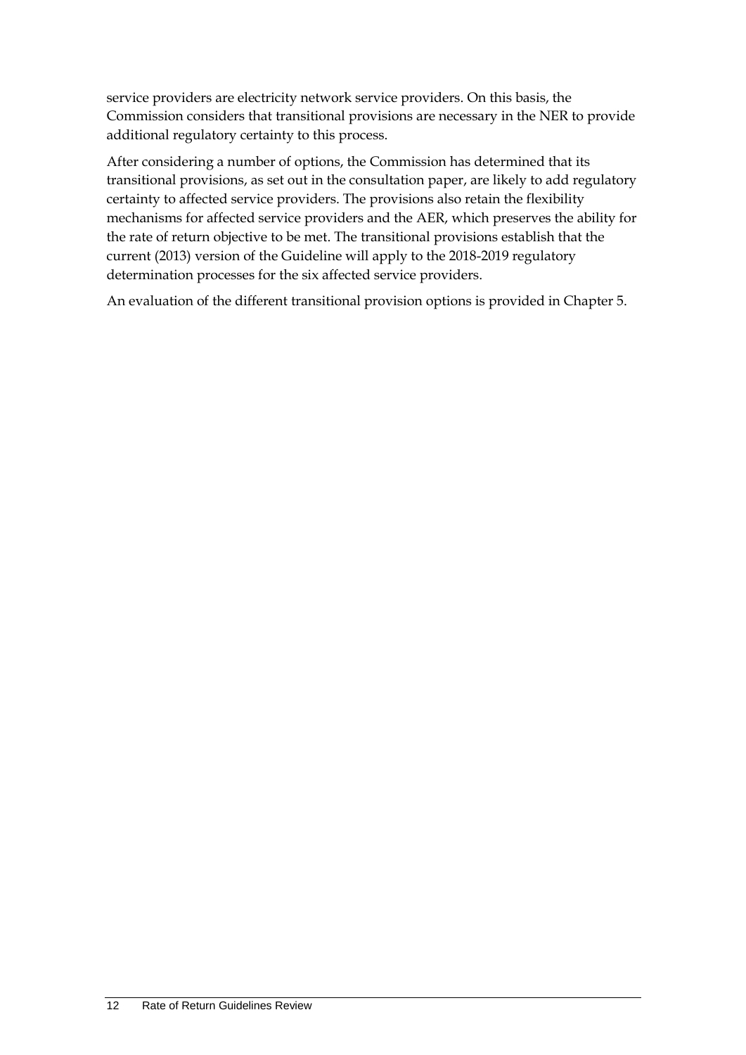service providers are electricity network service providers. On this basis, the Commission considers that transitional provisions are necessary in the NER to provide additional regulatory certainty to this process.

After considering a number of options, the Commission has determined that its transitional provisions, as set out in the consultation paper, are likely to add regulatory certainty to affected service providers. The provisions also retain the flexibility mechanisms for affected service providers and the AER, which preserves the ability for the rate of return objective to be met. The transitional provisions establish that the current (2013) version of the Guideline will apply to the 2018-2019 regulatory determination processes for the six affected service providers.

An evaluation of the different transitional provision options is provided in Chapter 5.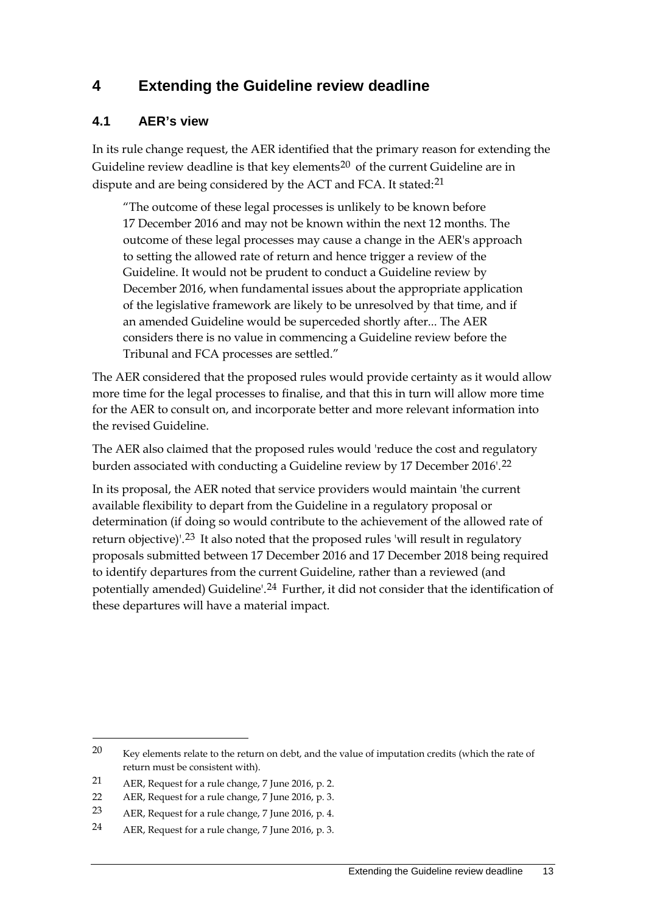# 4 Extending the Guideline review deadline

## 4.1 AER's view

In its rule change request, the AER identified that the primary reason for extending the Guideline review deadline is that key elements[20] of the current Guideline are in dispute and are being considered by the ACT and FCA. It stated:[21]

> "The outcome of these legal processes is unlikely to be known before 17 December 2016 and may not be known within the next 12 months. The outcome of these legal processes may cause a change in the AER's approach to setting the allowed rate of return and hence trigger a review of the Guideline. It would not be prudent to conduct a Guideline review by December 2016, when fundamental issues about the appropriate application of the legislative framework are likely to be unresolved by that time, and if an amended Guideline would be superceded shortly after... The AER considers there is no value in commencing a Guideline review before the Tribunal and FCA processes are settled."

The AER considered that the proposed rules would provide certainty as it would allow more time for the legal processes to finalise, and that this in turn will allow more time for the AER to consult on, and incorporate better and more relevant information into the revised Guideline.

The AER also claimed that the proposed rules would 'reduce the cost and regulatory burden associated with conducting a Guideline review by 17 December 2016'.[22]

In its proposal, the AER noted that service providers would maintain 'the current available flexibility to depart from the Guideline in a regulatory proposal or determination (if doing so would contribute to the achievement of the allowed rate of return objective)'.[23] It also noted that the proposed rules 'will result in regulatory proposals submitted between 17 December 2016 and 17 December 2018 being required to identify departures from the current Guideline, rather than a reviewed (and potentially amended) Guideline'.[24] Further, it did not consider that the identification of these departures will have a material impact.

---

20 Key elements relate to the return on debt, and the value of imputation credits (which the rate of return must be consistent with).

21 AER, Request for a rule change, 7 June 2016, p. 2.

22 AER, Request for a rule change, 7 June 2016, p. 3.

23 AER, Request for a rule change, 7 June 2016, p. 4.

24 AER, Request for a rule change, 7 June 2016, p. 3.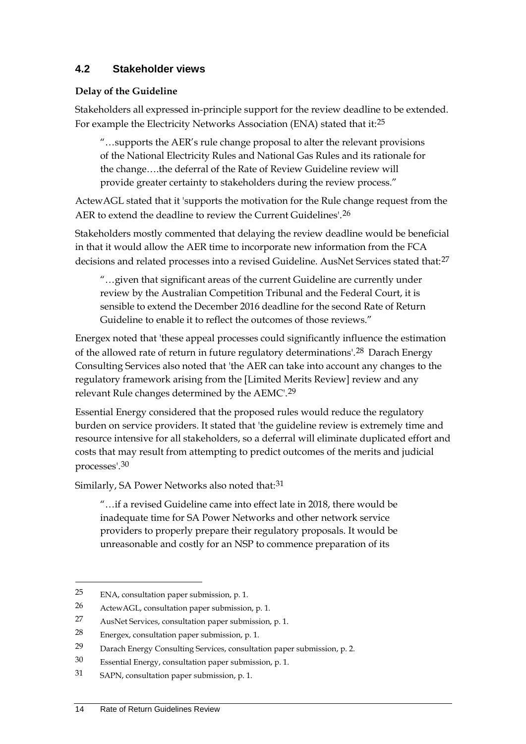## 4.2 Stakeholder views

**Delay of the Guideline**

Stakeholders all expressed in-principle support for the review deadline to be extended. For example the Electricity Networks Association (ENA) stated that it:[25]

> "…supports the AER's rule change proposal to alter the relevant provisions of the National Electricity Rules and National Gas Rules and its rationale for the change….the deferral of the Rate of Review Guideline review will provide greater certainty to stakeholders during the review process."

ActewAGL stated that it 'supports the motivation for the Rule change request from the AER to extend the deadline to review the Current Guidelines'.[26]

Stakeholders mostly commented that delaying the review deadline would be beneficial in that it would allow the AER time to incorporate new information from the FCA decisions and related processes into a revised Guideline. AusNet Services stated that:[27]

> "…given that significant areas of the current Guideline are currently under review by the Australian Competition Tribunal and the Federal Court, it is sensible to extend the December 2016 deadline for the second Rate of Return Guideline to enable it to reflect the outcomes of those reviews."

Energex noted that 'these appeal processes could significantly influence the estimation of the allowed rate of return in future regulatory determinations'.[28] Darach Energy Consulting Services also noted that 'the AER can take into account any changes to the regulatory framework arising from the [Limited Merits Review] review and any relevant Rule changes determined by the AEMC'.[29]

Essential Energy considered that the proposed rules would reduce the regulatory burden on service providers. It stated that 'the guideline review is extremely time and resource intensive for all stakeholders, so a deferral will eliminate duplicated effort and costs that may result from attempting to predict outcomes of the merits and judicial processes'.[30]

Similarly, SA Power Networks also noted that:[31]

> "…if a revised Guideline came into effect late in 2018, there would be inadequate time for SA Power Networks and other network service providers to properly prepare their regulatory proposals. It would be unreasonable and costly for an NSP to commence preparation of its

---

25 ENA, consultation paper submission, p. 1.

26 ActewAGL, consultation paper submission, p. 1.

27 AusNet Services, consultation paper submission, p. 1.

28 Energex, consultation paper submission, p. 1.

29 Darach Energy Consulting Services, consultation paper submission, p. 2.

30 Essential Energy, consultation paper submission, p. 1.

31 SAPN, consultation paper submission, p. 1.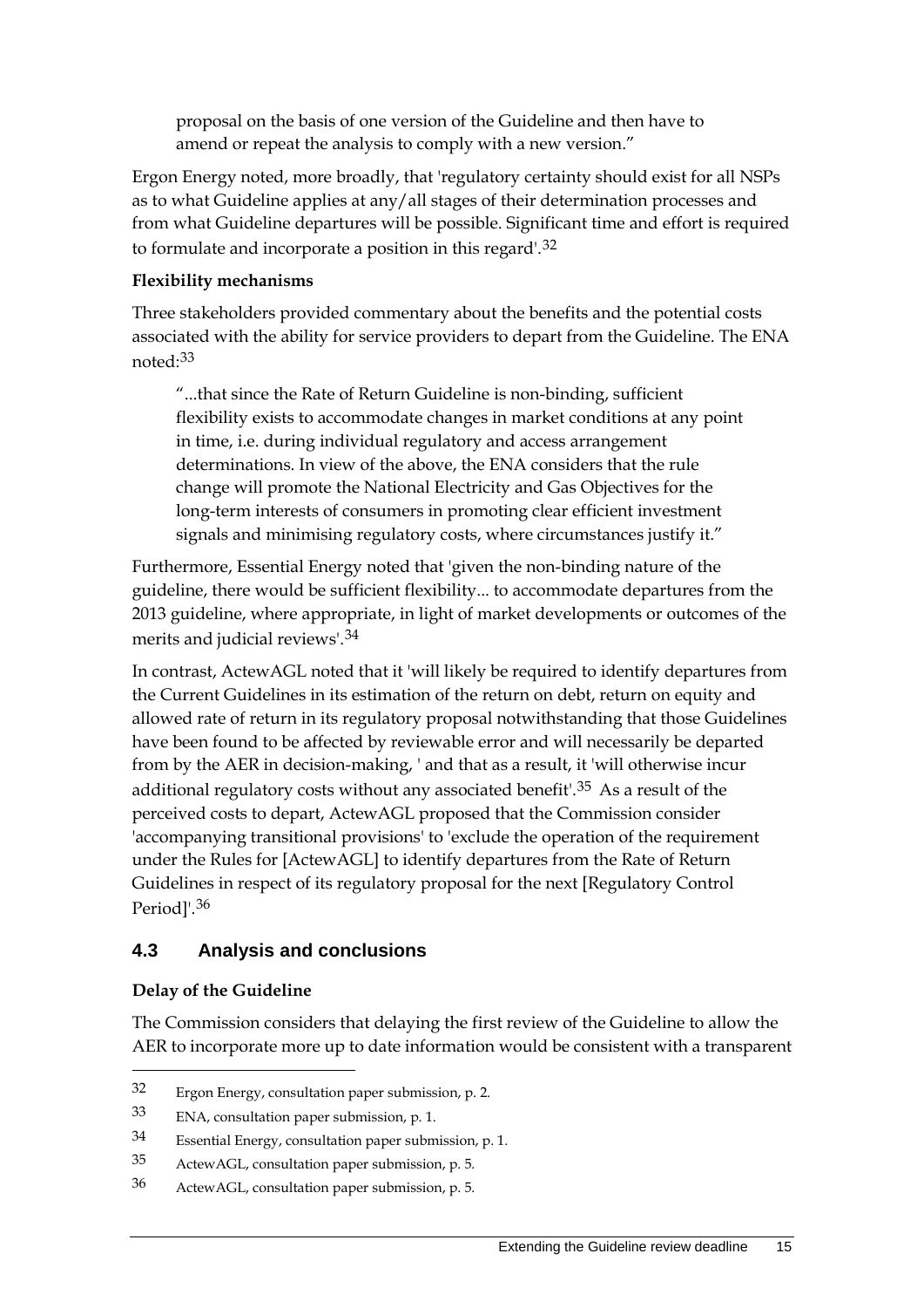proposal on the basis of one version of the Guideline and then have to amend or repeat the analysis to comply with a new version."

Ergon Energy noted, more broadly, that 'regulatory certainty should exist for all NSPs as to what Guideline applies at any/all stages of their determination processes and from what Guideline departures will be possible. Significant time and effort is required to formulate and incorporate a position in this regard'.[32]

**Flexibility mechanisms**

Three stakeholders provided commentary about the benefits and the potential costs associated with the ability for service providers to depart from the Guideline. The ENA noted:[33]

> "...that since the Rate of Return Guideline is non-binding, sufficient flexibility exists to accommodate changes in market conditions at any point in time, i.e. during individual regulatory and access arrangement determinations. In view of the above, the ENA considers that the rule change will promote the National Electricity and Gas Objectives for the long-term interests of consumers in promoting clear efficient investment signals and minimising regulatory costs, where circumstances justify it."

Furthermore, Essential Energy noted that 'given the non-binding nature of the guideline, there would be sufficient flexibility... to accommodate departures from the 2013 guideline, where appropriate, in light of market developments or outcomes of the merits and judicial reviews'.[34]

In contrast, ActewAGL noted that it 'will likely be required to identify departures from the Current Guidelines in its estimation of the return on debt, return on equity and allowed rate of return in its regulatory proposal notwithstanding that those Guidelines have been found to be affected by reviewable error and will necessarily be departed from by the AER in decision-making, ' and that as a result, it 'will otherwise incur additional regulatory costs without any associated benefit'.[35] As a result of the perceived costs to depart, ActewAGL proposed that the Commission consider 'accompanying transitional provisions' to 'exclude the operation of the requirement under the Rules for [ActewAGL] to identify departures from the Rate of Return Guidelines in respect of its regulatory proposal for the next [Regulatory Control Period]'.[36]

## 4.3 Analysis and conclusions

**Delay of the Guideline**

The Commission considers that delaying the first review of the Guideline to allow the AER to incorporate more up to date information would be consistent with a transparent

---

32 Ergon Energy, consultation paper submission, p. 2.

33 ENA, consultation paper submission, p. 1.

34 Essential Energy, consultation paper submission, p. 1.

35 ActewAGL, consultation paper submission, p. 5.

36 ActewAGL, consultation paper submission, p. 5.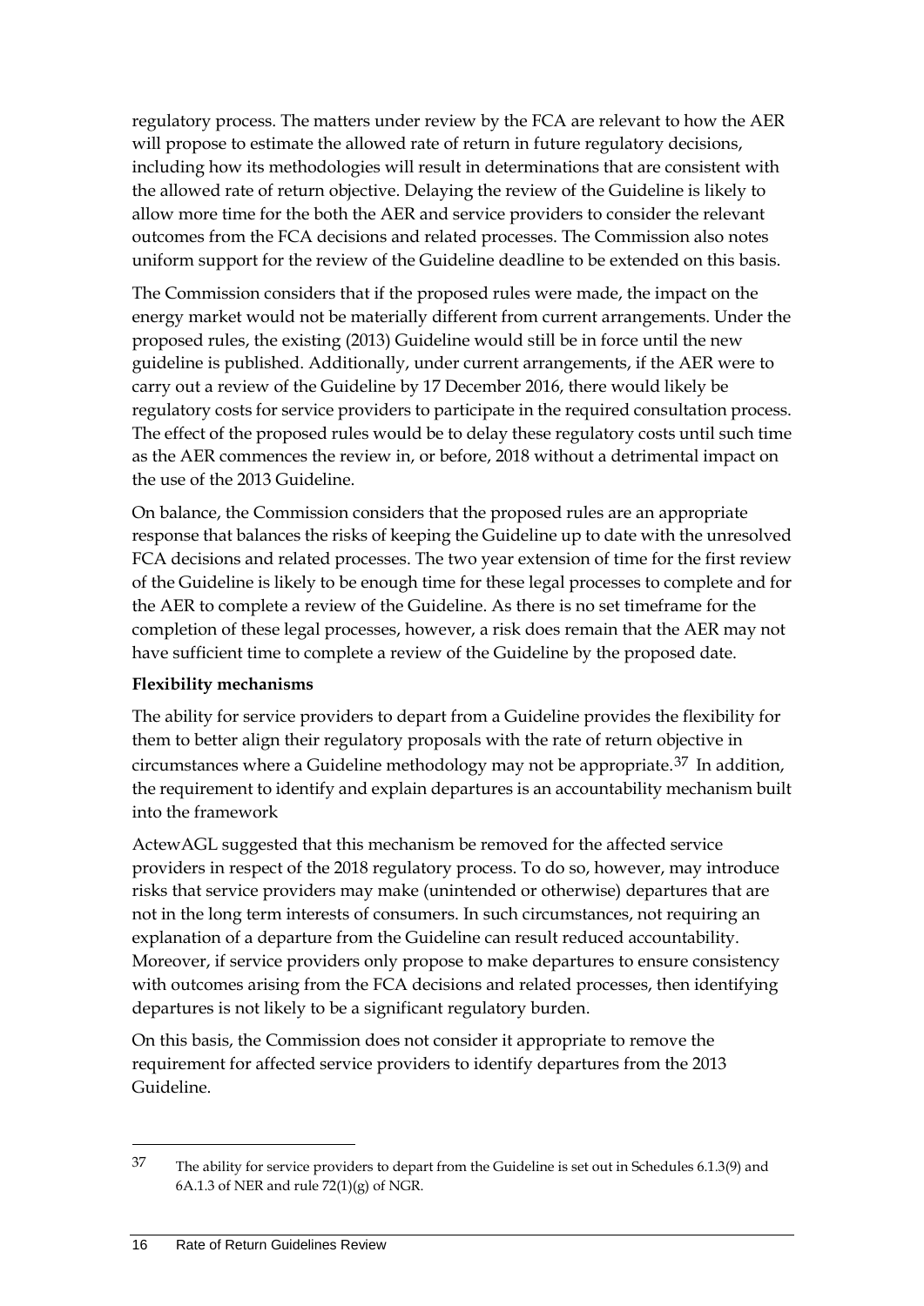regulatory process. The matters under review by the FCA are relevant to how the AER will propose to estimate the allowed rate of return in future regulatory decisions, including how its methodologies will result in determinations that are consistent with the allowed rate of return objective. Delaying the review of the Guideline is likely to allow more time for the both the AER and service providers to consider the relevant outcomes from the FCA decisions and related processes. The Commission also notes uniform support for the review of the Guideline deadline to be extended on this basis.

The Commission considers that if the proposed rules were made, the impact on the energy market would not be materially different from current arrangements. Under the proposed rules, the existing (2013) Guideline would still be in force until the new guideline is published. Additionally, under current arrangements, if the AER were to carry out a review of the Guideline by 17 December 2016, there would likely be regulatory costs for service providers to participate in the required consultation process. The effect of the proposed rules would be to delay these regulatory costs until such time as the AER commences the review in, or before, 2018 without a detrimental impact on the use of the 2013 Guideline.

On balance, the Commission considers that the proposed rules are an appropriate response that balances the risks of keeping the Guideline up to date with the unresolved FCA decisions and related processes. The two year extension of time for the first review of the Guideline is likely to be enough time for these legal processes to complete and for the AER to complete a review of the Guideline. As there is no set timeframe for the completion of these legal processes, however, a risk does remain that the AER may not have sufficient time to complete a review of the Guideline by the proposed date.

**Flexibility mechanisms**

The ability for service providers to depart from a Guideline provides the flexibility for them to better align their regulatory proposals with the rate of return objective in circumstances where a Guideline methodology may not be appropriate.[37] In addition, the requirement to identify and explain departures is an accountability mechanism built into the framework

ActewAGL suggested that this mechanism be removed for the affected service providers in respect of the 2018 regulatory process. To do so, however, may introduce risks that service providers may make (unintended or otherwise) departures that are not in the long term interests of consumers. In such circumstances, not requiring an explanation of a departure from the Guideline can result reduced accountability. Moreover, if service providers only propose to make departures to ensure consistency with outcomes arising from the FCA decisions and related processes, then identifying departures is not likely to be a significant regulatory burden.

On this basis, the Commission does not consider it appropriate to remove the requirement for affected service providers to identify departures from the 2013 Guideline.

---

[37] The ability for service providers to depart from the Guideline is set out in Schedules 6.1.3(9) and 6A.1.3 of NER and rule 72(1)(g) of NGR.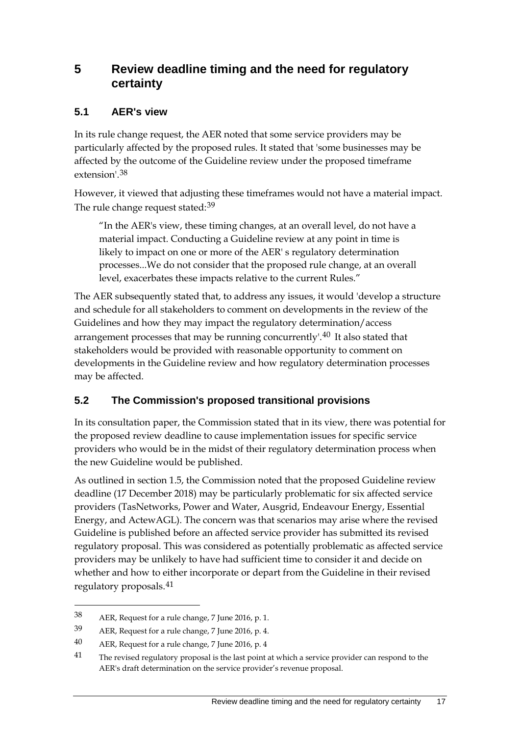# 5 Review deadline timing and the need for regulatory certainty

## 5.1 AER's view

In its rule change request, the AER noted that some service providers may be particularly affected by the proposed rules. It stated that 'some businesses may be affected by the outcome of the Guideline review under the proposed timeframe extension'.[38]

However, it viewed that adjusting these timeframes would not have a material impact. The rule change request stated:[39]

> "In the AER's view, these timing changes, at an overall level, do not have a material impact. Conducting a Guideline review at any point in time is likely to impact on one or more of the AER' s regulatory determination processes...We do not consider that the proposed rule change, at an overall level, exacerbates these impacts relative to the current Rules."

The AER subsequently stated that, to address any issues, it would 'develop a structure and schedule for all stakeholders to comment on developments in the review of the Guidelines and how they may impact the regulatory determination/access arrangement processes that may be running concurrently'.[40] It also stated that stakeholders would be provided with reasonable opportunity to comment on developments in the Guideline review and how regulatory determination processes may be affected.

## 5.2 The Commission's proposed transitional provisions

In its consultation paper, the Commission stated that in its view, there was potential for the proposed review deadline to cause implementation issues for specific service providers who would be in the midst of their regulatory determination process when the new Guideline would be published.

As outlined in section 1.5, the Commission noted that the proposed Guideline review deadline (17 December 2018) may be particularly problematic for six affected service providers (TasNetworks, Power and Water, Ausgrid, Endeavour Energy, Essential Energy, and ActewAGL). The concern was that scenarios may arise where the revised Guideline is published before an affected service provider has submitted its revised regulatory proposal. This was considered as potentially problematic as affected service providers may be unlikely to have had sufficient time to consider it and decide on whether and how to either incorporate or depart from the Guideline in their revised regulatory proposals.[41]

---

38 AER, Request for a rule change, 7 June 2016, p. 1.

39 AER, Request for a rule change, 7 June 2016, p. 4.

40 AER, Request for a rule change, 7 June 2016, p. 4

41 The revised regulatory proposal is the last point at which a service provider can respond to the AER's draft determination on the service provider's revenue proposal.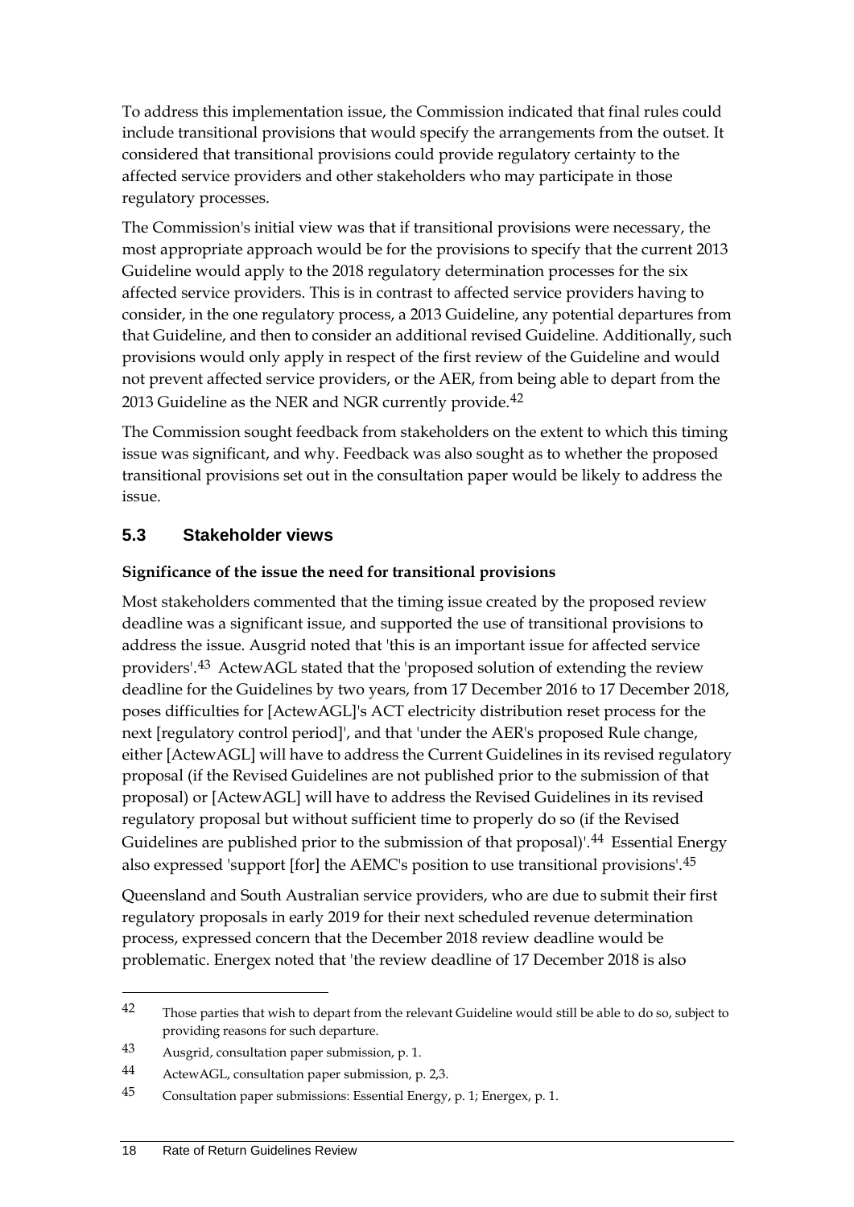To address this implementation issue, the Commission indicated that final rules could include transitional provisions that would specify the arrangements from the outset. It considered that transitional provisions could provide regulatory certainty to the affected service providers and other stakeholders who may participate in those regulatory processes.

The Commission's initial view was that if transitional provisions were necessary, the most appropriate approach would be for the provisions to specify that the current 2013 Guideline would apply to the 2018 regulatory determination processes for the six affected service providers. This is in contrast to affected service providers having to consider, in the one regulatory process, a 2013 Guideline, any potential departures from that Guideline, and then to consider an additional revised Guideline. Additionally, such provisions would only apply in respect of the first review of the Guideline and would not prevent affected service providers, or the AER, from being able to depart from the 2013 Guideline as the NER and NGR currently provide.[42]

The Commission sought feedback from stakeholders on the extent to which this timing issue was significant, and why. Feedback was also sought as to whether the proposed transitional provisions set out in the consultation paper would be likely to address the issue.

## 5.3 Stakeholder views

**Significance of the issue the need for transitional provisions**

Most stakeholders commented that the timing issue created by the proposed review deadline was a significant issue, and supported the use of transitional provisions to address the issue. Ausgrid noted that 'this is an important issue for affected service providers'.[43] ActewAGL stated that the 'proposed solution of extending the review deadline for the Guidelines by two years, from 17 December 2016 to 17 December 2018, poses difficulties for [ActewAGL]'s ACT electricity distribution reset process for the next [regulatory control period]', and that 'under the AER's proposed Rule change, either [ActewAGL] will have to address the Current Guidelines in its revised regulatory proposal (if the Revised Guidelines are not published prior to the submission of that proposal) or [ActewAGL] will have to address the Revised Guidelines in its revised regulatory proposal but without sufficient time to properly do so (if the Revised Guidelines are published prior to the submission of that proposal)'.[44] Essential Energy also expressed 'support [for] the AEMC's position to use transitional provisions'.[45]

Queensland and South Australian service providers, who are due to submit their first regulatory proposals in early 2019 for their next scheduled revenue determination process, expressed concern that the December 2018 review deadline would be problematic. Energex noted that 'the review deadline of 17 December 2018 is also

---

[42] Those parties that wish to depart from the relevant Guideline would still be able to do so, subject to providing reasons for such departure.

[43] Ausgrid, consultation paper submission, p. 1.

[44] ActewAGL, consultation paper submission, p. 2,3.

[45] Consultation paper submissions: Essential Energy, p. 1; Energex, p. 1.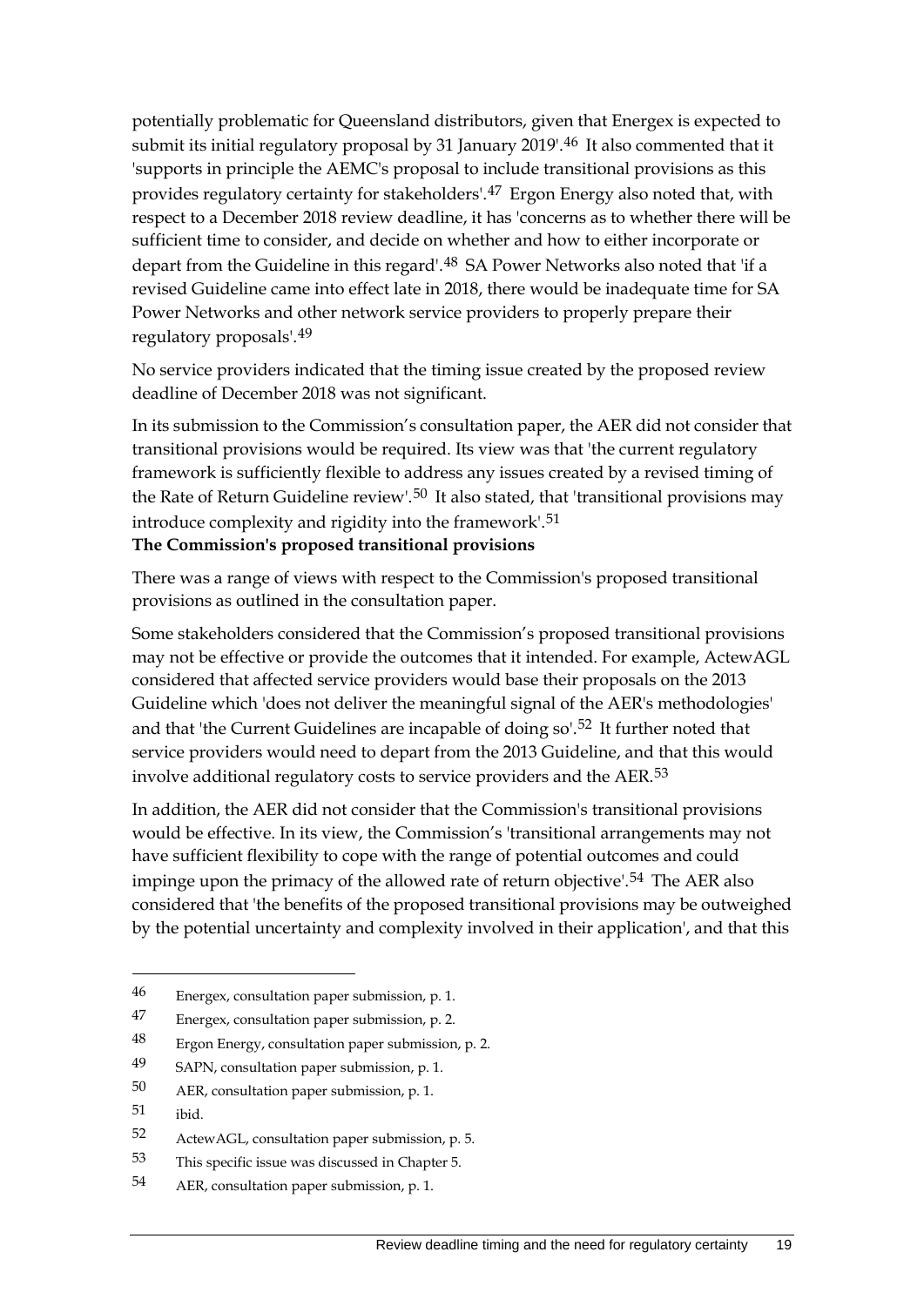potentially problematic for Queensland distributors, given that Energex is expected to submit its initial regulatory proposal by 31 January 2019'.[46] It also commented that it 'supports in principle the AEMC's proposal to include transitional provisions as this provides regulatory certainty for stakeholders'.[47] Ergon Energy also noted that, with respect to a December 2018 review deadline, it has 'concerns as to whether there will be sufficient time to consider, and decide on whether and how to either incorporate or depart from the Guideline in this regard'.[48] SA Power Networks also noted that 'if a revised Guideline came into effect late in 2018, there would be inadequate time for SA Power Networks and other network service providers to properly prepare their regulatory proposals'.[49]

No service providers indicated that the timing issue created by the proposed review deadline of December 2018 was not significant.

In its submission to the Commission's consultation paper, the AER did not consider that transitional provisions would be required. Its view was that 'the current regulatory framework is sufficiently flexible to address any issues created by a revised timing of the Rate of Return Guideline review'.[50] It also stated, that 'transitional provisions may introduce complexity and rigidity into the framework'.[51]

**The Commission's proposed transitional provisions**

There was a range of views with respect to the Commission's proposed transitional provisions as outlined in the consultation paper.

Some stakeholders considered that the Commission's proposed transitional provisions may not be effective or provide the outcomes that it intended. For example, ActewAGL considered that affected service providers would base their proposals on the 2013 Guideline which 'does not deliver the meaningful signal of the AER's methodologies' and that 'the Current Guidelines are incapable of doing so'.[52] It further noted that service providers would need to depart from the 2013 Guideline, and that this would involve additional regulatory costs to service providers and the AER.[53]

In addition, the AER did not consider that the Commission's transitional provisions would be effective. In its view, the Commission's 'transitional arrangements may not have sufficient flexibility to cope with the range of potential outcomes and could impinge upon the primacy of the allowed rate of return objective'.[54] The AER also considered that 'the benefits of the proposed transitional provisions may be outweighed by the potential uncertainty and complexity involved in their application', and that this

---

46 Energex, consultation paper submission, p. 1.

47 Energex, consultation paper submission, p. 2.

48 Ergon Energy, consultation paper submission, p. 2.

49 SAPN, consultation paper submission, p. 1.

50 AER, consultation paper submission, p. 1.

51 ibid.

52 ActewAGL, consultation paper submission, p. 5.

53 This specific issue was discussed in Chapter 5.

54 AER, consultation paper submission, p. 1.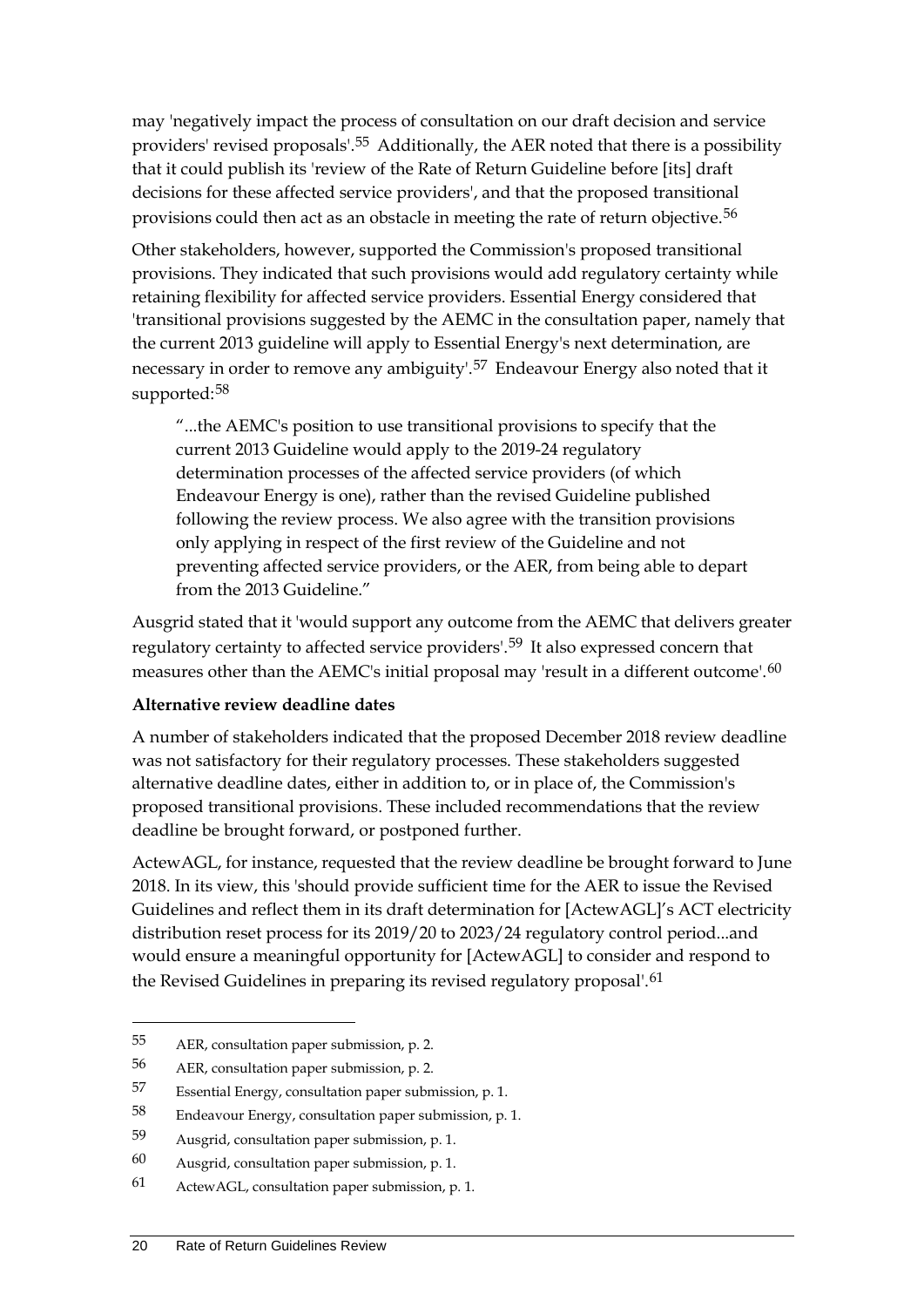may 'negatively impact the process of consultation on our draft decision and service providers' revised proposals'.[55] Additionally, the AER noted that there is a possibility that it could publish its 'review of the Rate of Return Guideline before [its] draft decisions for these affected service providers', and that the proposed transitional provisions could then act as an obstacle in meeting the rate of return objective.[56]

Other stakeholders, however, supported the Commission's proposed transitional provisions. They indicated that such provisions would add regulatory certainty while retaining flexibility for affected service providers. Essential Energy considered that 'transitional provisions suggested by the AEMC in the consultation paper, namely that the current 2013 guideline will apply to Essential Energy's next determination, are necessary in order to remove any ambiguity'.[57] Endeavour Energy also noted that it supported:[58]

> "...the AEMC's position to use transitional provisions to specify that the current 2013 Guideline would apply to the 2019-24 regulatory determination processes of the affected service providers (of which Endeavour Energy is one), rather than the revised Guideline published following the review process. We also agree with the transition provisions only applying in respect of the first review of the Guideline and not preventing affected service providers, or the AER, from being able to depart from the 2013 Guideline."

Ausgrid stated that it 'would support any outcome from the AEMC that delivers greater regulatory certainty to affected service providers'.[59] It also expressed concern that measures other than the AEMC's initial proposal may 'result in a different outcome'.[60]

**Alternative review deadline dates**

A number of stakeholders indicated that the proposed December 2018 review deadline was not satisfactory for their regulatory processes. These stakeholders suggested alternative deadline dates, either in addition to, or in place of, the Commission's proposed transitional provisions. These included recommendations that the review deadline be brought forward, or postponed further.

ActewAGL, for instance, requested that the review deadline be brought forward to June 2018. In its view, this 'should provide sufficient time for the AER to issue the Revised Guidelines and reflect them in its draft determination for [ActewAGL]'s ACT electricity distribution reset process for its 2019/20 to 2023/24 regulatory control period...and would ensure a meaningful opportunity for [ActewAGL] to consider and respond to the Revised Guidelines in preparing its revised regulatory proposal'.[61]

---

55 AER, consultation paper submission, p. 2.

56 AER, consultation paper submission, p. 2.

57 Essential Energy, consultation paper submission, p. 1.

58 Endeavour Energy, consultation paper submission, p. 1.

59 Ausgrid, consultation paper submission, p. 1.

60 Ausgrid, consultation paper submission, p. 1.

61 ActewAGL, consultation paper submission, p. 1.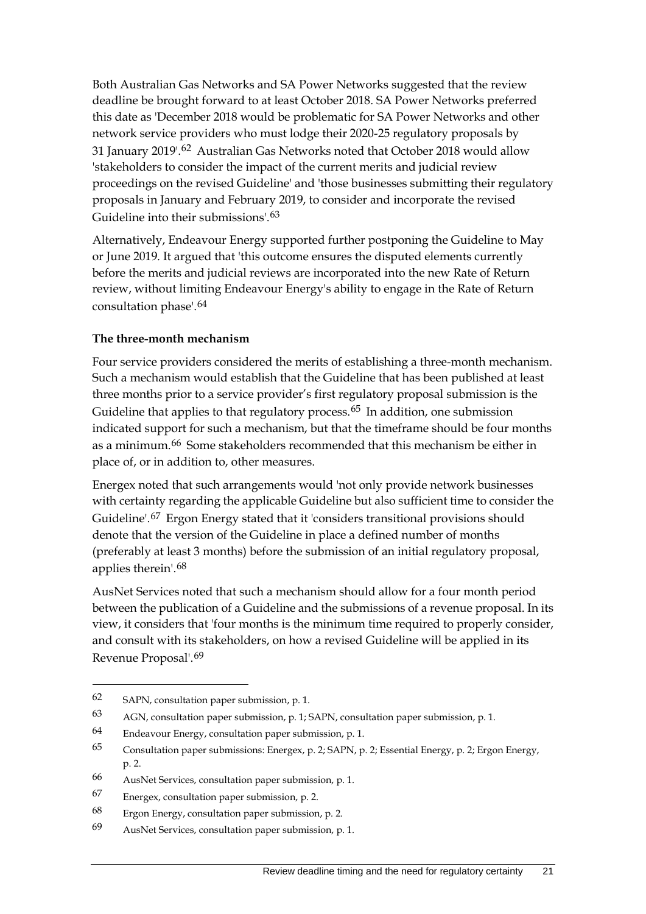Both Australian Gas Networks and SA Power Networks suggested that the review deadline be brought forward to at least October 2018. SA Power Networks preferred this date as 'December 2018 would be problematic for SA Power Networks and other network service providers who must lodge their 2020-25 regulatory proposals by 31 January 2019'.[62] Australian Gas Networks noted that October 2018 would allow 'stakeholders to consider the impact of the current merits and judicial review proceedings on the revised Guideline' and 'those businesses submitting their regulatory proposals in January and February 2019, to consider and incorporate the revised Guideline into their submissions'.[63]

Alternatively, Endeavour Energy supported further postponing the Guideline to May or June 2019. It argued that 'this outcome ensures the disputed elements currently before the merits and judicial reviews are incorporated into the new Rate of Return review, without limiting Endeavour Energy's ability to engage in the Rate of Return consultation phase'.[64]

**The three-month mechanism**

Four service providers considered the merits of establishing a three-month mechanism. Such a mechanism would establish that the Guideline that has been published at least three months prior to a service provider's first regulatory proposal submission is the Guideline that applies to that regulatory process.[65] In addition, one submission indicated support for such a mechanism, but that the timeframe should be four months as a minimum.[66] Some stakeholders recommended that this mechanism be either in place of, or in addition to, other measures.

Energex noted that such arrangements would 'not only provide network businesses with certainty regarding the applicable Guideline but also sufficient time to consider the Guideline'.[67] Ergon Energy stated that it 'considers transitional provisions should denote that the version of the Guideline in place a defined number of months (preferably at least 3 months) before the submission of an initial regulatory proposal, applies therein'.[68]

AusNet Services noted that such a mechanism should allow for a four month period between the publication of a Guideline and the submissions of a revenue proposal. In its view, it considers that 'four months is the minimum time required to properly consider, and consult with its stakeholders, on how a revised Guideline will be applied in its Revenue Proposal'.[69]

---

62 SAPN, consultation paper submission, p. 1.

63 AGN, consultation paper submission, p. 1; SAPN, consultation paper submission, p. 1.

64 Endeavour Energy, consultation paper submission, p. 1.

65 Consultation paper submissions: Energex, p. 2; SAPN, p. 2; Essential Energy, p. 2; Ergon Energy, p. 2.

66 AusNet Services, consultation paper submission, p. 1.

67 Energex, consultation paper submission, p. 2.

68 Ergon Energy, consultation paper submission, p. 2.

69 AusNet Services, consultation paper submission, p. 1.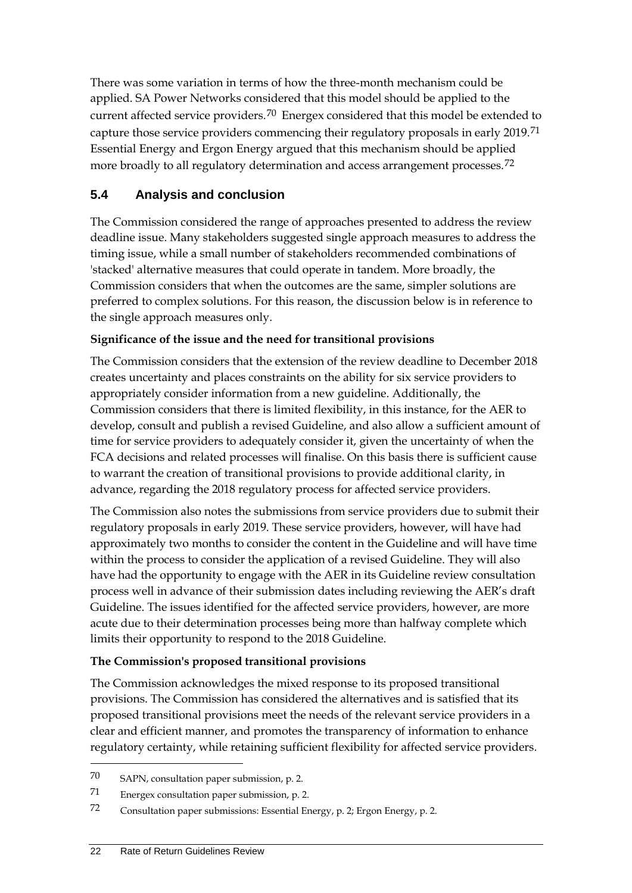There was some variation in terms of how the three-month mechanism could be applied. SA Power Networks considered that this model should be applied to the current affected service providers.[70] Energex considered that this model be extended to capture those service providers commencing their regulatory proposals in early 2019.[71] Essential Energy and Ergon Energy argued that this mechanism should be applied more broadly to all regulatory determination and access arrangement processes.[72]

## 5.4 Analysis and conclusion

The Commission considered the range of approaches presented to address the review deadline issue. Many stakeholders suggested single approach measures to address the timing issue, while a small number of stakeholders recommended combinations of 'stacked' alternative measures that could operate in tandem. More broadly, the Commission considers that when the outcomes are the same, simpler solutions are preferred to complex solutions. For this reason, the discussion below is in reference to the single approach measures only.

**Significance of the issue and the need for transitional provisions**

The Commission considers that the extension of the review deadline to December 2018 creates uncertainty and places constraints on the ability for six service providers to appropriately consider information from a new guideline. Additionally, the Commission considers that there is limited flexibility, in this instance, for the AER to develop, consult and publish a revised Guideline, and also allow a sufficient amount of time for service providers to adequately consider it, given the uncertainty of when the FCA decisions and related processes will finalise. On this basis there is sufficient cause to warrant the creation of transitional provisions to provide additional clarity, in advance, regarding the 2018 regulatory process for affected service providers.

The Commission also notes the submissions from service providers due to submit their regulatory proposals in early 2019. These service providers, however, will have had approximately two months to consider the content in the Guideline and will have time within the process to consider the application of a revised Guideline. They will also have had the opportunity to engage with the AER in its Guideline review consultation process well in advance of their submission dates including reviewing the AER's draft Guideline. The issues identified for the affected service providers, however, are more acute due to their determination processes being more than halfway complete which limits their opportunity to respond to the 2018 Guideline.

**The Commission's proposed transitional provisions**

The Commission acknowledges the mixed response to its proposed transitional provisions. The Commission has considered the alternatives and is satisfied that its proposed transitional provisions meet the needs of the relevant service providers in a clear and efficient manner, and promotes the transparency of information to enhance regulatory certainty, while retaining sufficient flexibility for affected service providers.

---

70 SAPN, consultation paper submission, p. 2.

71 Energex consultation paper submission, p. 2.

72 Consultation paper submissions: Essential Energy, p. 2; Ergon Energy, p. 2.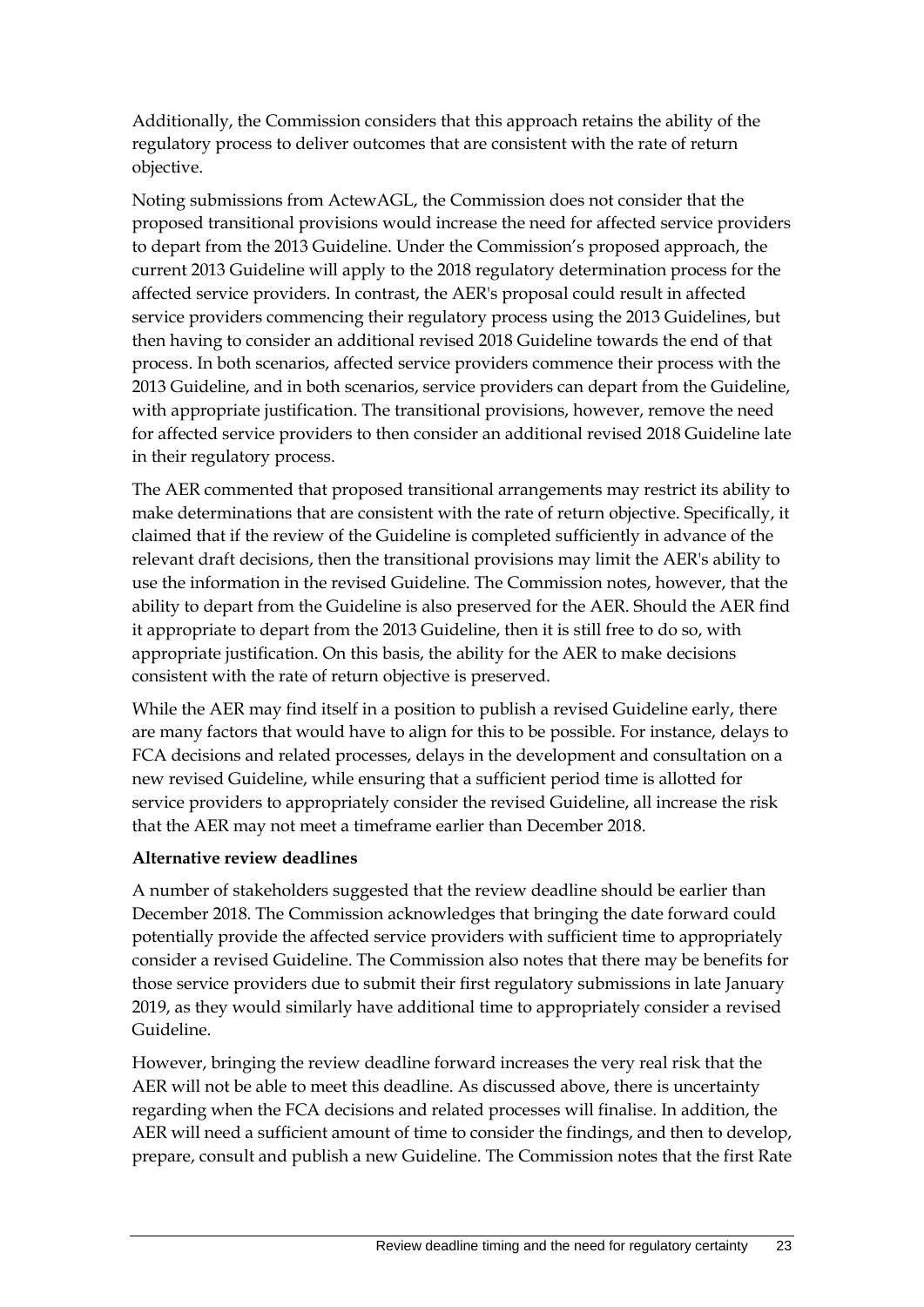Additionally, the Commission considers that this approach retains the ability of the regulatory process to deliver outcomes that are consistent with the rate of return objective.

Noting submissions from ActewAGL, the Commission does not consider that the proposed transitional provisions would increase the need for affected service providers to depart from the 2013 Guideline. Under the Commission's proposed approach, the current 2013 Guideline will apply to the 2018 regulatory determination process for the affected service providers. In contrast, the AER's proposal could result in affected service providers commencing their regulatory process using the 2013 Guidelines, but then having to consider an additional revised 2018 Guideline towards the end of that process. In both scenarios, affected service providers commence their process with the 2013 Guideline, and in both scenarios, service providers can depart from the Guideline, with appropriate justification. The transitional provisions, however, remove the need for affected service providers to then consider an additional revised 2018 Guideline late in their regulatory process.

The AER commented that proposed transitional arrangements may restrict its ability to make determinations that are consistent with the rate of return objective. Specifically, it claimed that if the review of the Guideline is completed sufficiently in advance of the relevant draft decisions, then the transitional provisions may limit the AER's ability to use the information in the revised Guideline. The Commission notes, however, that the ability to depart from the Guideline is also preserved for the AER. Should the AER find it appropriate to depart from the 2013 Guideline, then it is still free to do so, with appropriate justification. On this basis, the ability for the AER to make decisions consistent with the rate of return objective is preserved.

While the AER may find itself in a position to publish a revised Guideline early, there are many factors that would have to align for this to be possible. For instance, delays to FCA decisions and related processes, delays in the development and consultation on a new revised Guideline, while ensuring that a sufficient period time is allotted for service providers to appropriately consider the revised Guideline, all increase the risk that the AER may not meet a timeframe earlier than December 2018.

**Alternative review deadlines**

A number of stakeholders suggested that the review deadline should be earlier than December 2018. The Commission acknowledges that bringing the date forward could potentially provide the affected service providers with sufficient time to appropriately consider a revised Guideline. The Commission also notes that there may be benefits for those service providers due to submit their first regulatory submissions in late January 2019, as they would similarly have additional time to appropriately consider a revised Guideline.

However, bringing the review deadline forward increases the very real risk that the AER will not be able to meet this deadline. As discussed above, there is uncertainty regarding when the FCA decisions and related processes will finalise. In addition, the AER will need a sufficient amount of time to consider the findings, and then to develop, prepare, consult and publish a new Guideline. The Commission notes that the first Rate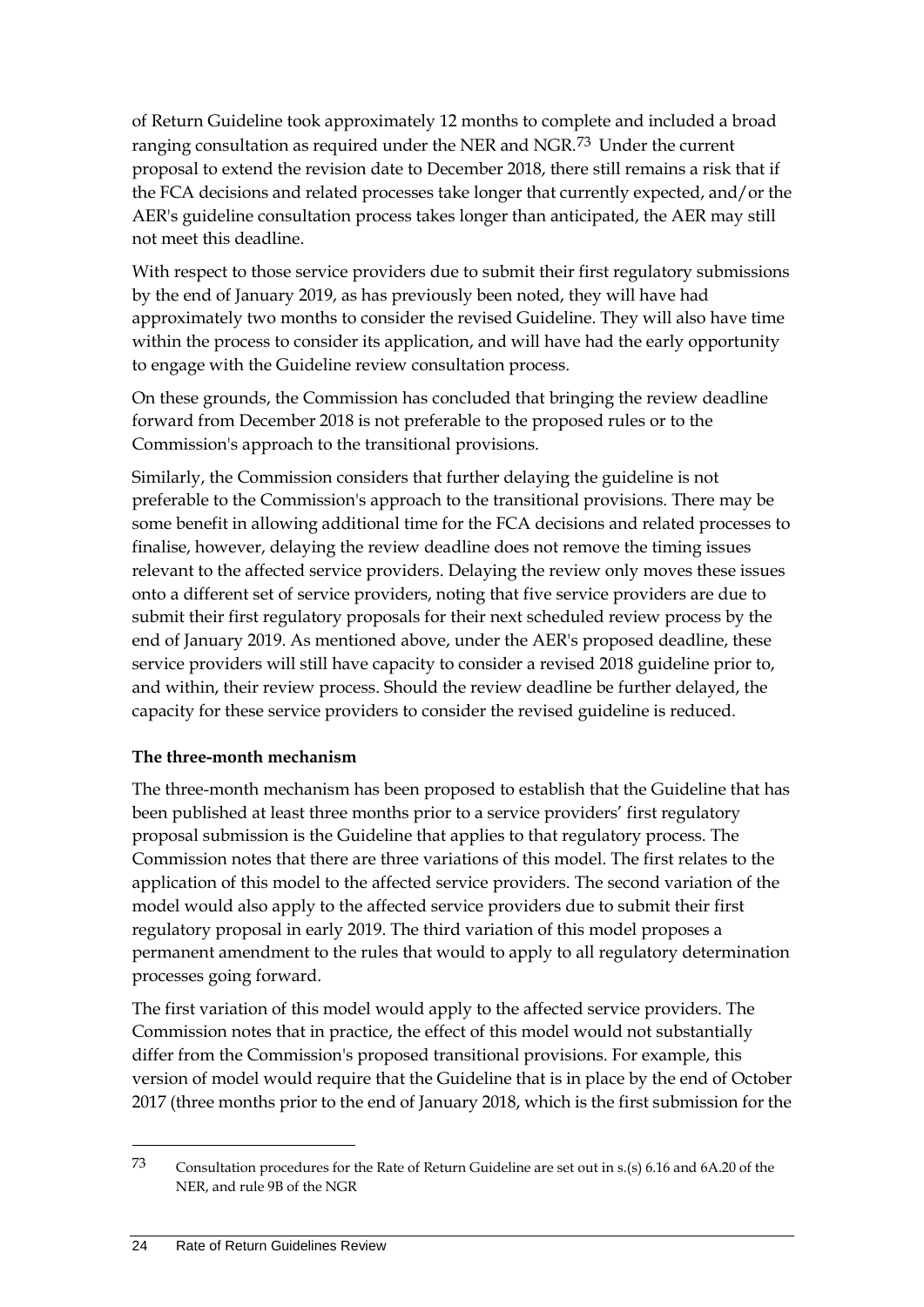of Return Guideline took approximately 12 months to complete and included a broad ranging consultation as required under the NER and NGR.[73] Under the current proposal to extend the revision date to December 2018, there still remains a risk that if the FCA decisions and related processes take longer that currently expected, and/or the AER's guideline consultation process takes longer than anticipated, the AER may still not meet this deadline.

With respect to those service providers due to submit their first regulatory submissions by the end of January 2019, as has previously been noted, they will have had approximately two months to consider the revised Guideline. They will also have time within the process to consider its application, and will have had the early opportunity to engage with the Guideline review consultation process.

On these grounds, the Commission has concluded that bringing the review deadline forward from December 2018 is not preferable to the proposed rules or to the Commission's approach to the transitional provisions.

Similarly, the Commission considers that further delaying the guideline is not preferable to the Commission's approach to the transitional provisions. There may be some benefit in allowing additional time for the FCA decisions and related processes to finalise, however, delaying the review deadline does not remove the timing issues relevant to the affected service providers. Delaying the review only moves these issues onto a different set of service providers, noting that five service providers are due to submit their first regulatory proposals for their next scheduled review process by the end of January 2019. As mentioned above, under the AER's proposed deadline, these service providers will still have capacity to consider a revised 2018 guideline prior to, and within, their review process. Should the review deadline be further delayed, the capacity for these service providers to consider the revised guideline is reduced.

**The three-month mechanism**

The three-month mechanism has been proposed to establish that the Guideline that has been published at least three months prior to a service providers' first regulatory proposal submission is the Guideline that applies to that regulatory process. The Commission notes that there are three variations of this model. The first relates to the application of this model to the affected service providers. The second variation of the model would also apply to the affected service providers due to submit their first regulatory proposal in early 2019. The third variation of this model proposes a permanent amendment to the rules that would to apply to all regulatory determination processes going forward.

The first variation of this model would apply to the affected service providers. The Commission notes that in practice, the effect of this model would not substantially differ from the Commission's proposed transitional provisions. For example, this version of model would require that the Guideline that is in place by the end of October 2017 (three months prior to the end of January 2018, which is the first submission for the

---

[73] Consultation procedures for the Rate of Return Guideline are set out in s.(s) 6.16 and 6A.20 of the NER, and rule 9B of the NGR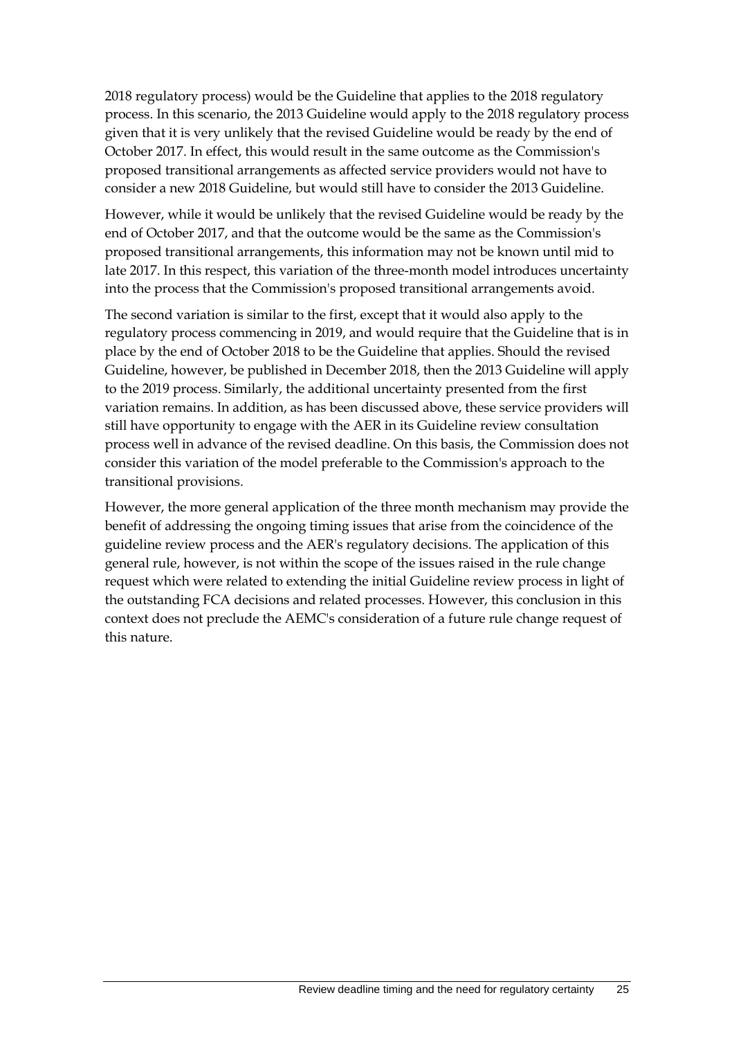2018 regulatory process) would be the Guideline that applies to the 2018 regulatory process. In this scenario, the 2013 Guideline would apply to the 2018 regulatory process given that it is very unlikely that the revised Guideline would be ready by the end of October 2017. In effect, this would result in the same outcome as the Commission's proposed transitional arrangements as affected service providers would not have to consider a new 2018 Guideline, but would still have to consider the 2013 Guideline.

However, while it would be unlikely that the revised Guideline would be ready by the end of October 2017, and that the outcome would be the same as the Commission's proposed transitional arrangements, this information may not be known until mid to late 2017. In this respect, this variation of the three-month model introduces uncertainty into the process that the Commission's proposed transitional arrangements avoid.

The second variation is similar to the first, except that it would also apply to the regulatory process commencing in 2019, and would require that the Guideline that is in place by the end of October 2018 to be the Guideline that applies. Should the revised Guideline, however, be published in December 2018, then the 2013 Guideline will apply to the 2019 process. Similarly, the additional uncertainty presented from the first variation remains. In addition, as has been discussed above, these service providers will still have opportunity to engage with the AER in its Guideline review consultation process well in advance of the revised deadline. On this basis, the Commission does not consider this variation of the model preferable to the Commission's approach to the transitional provisions.

However, the more general application of the three month mechanism may provide the benefit of addressing the ongoing timing issues that arise from the coincidence of the guideline review process and the AER's regulatory decisions. The application of this general rule, however, is not within the scope of the issues raised in the rule change request which were related to extending the initial Guideline review process in light of the outstanding FCA decisions and related processes. However, this conclusion in this context does not preclude the AEMC's consideration of a future rule change request of this nature.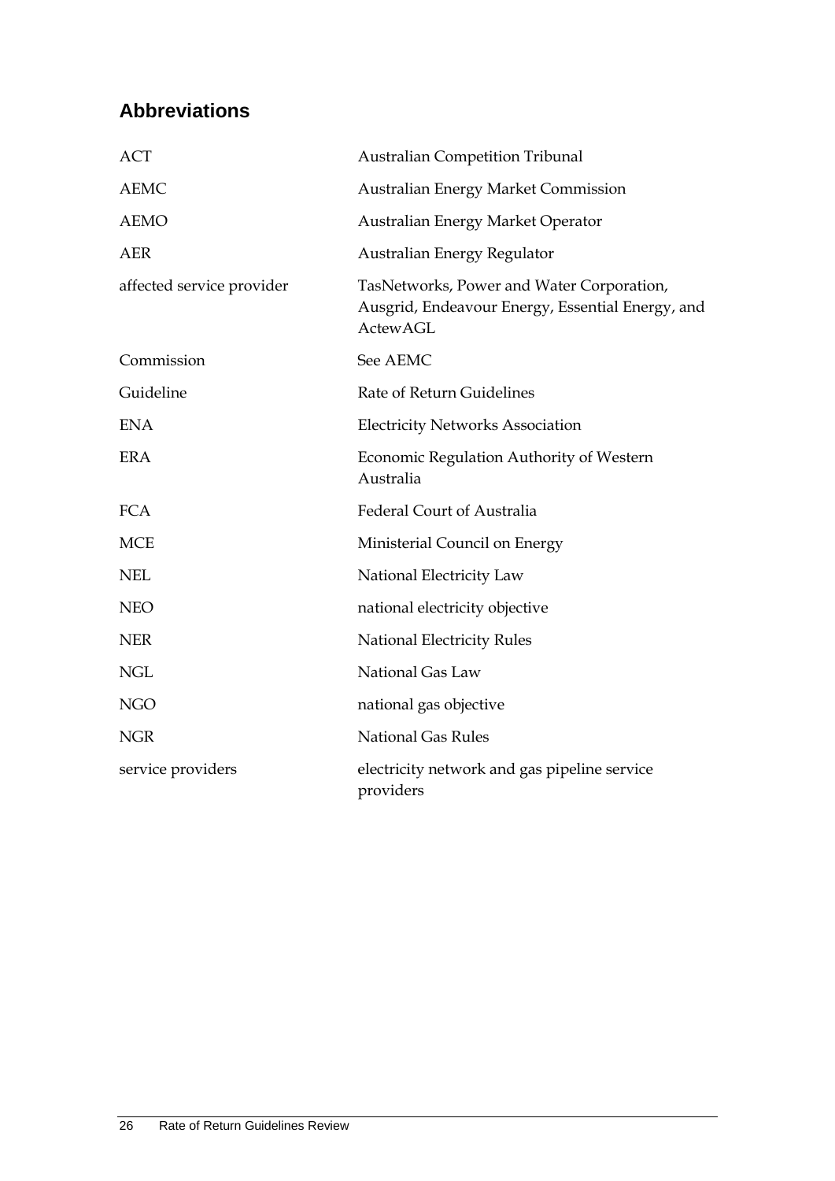## Abbreviations

| | |
|---|---|
| ACT | Australian Competition Tribunal |
| AEMC | Australian Energy Market Commission |
| AEMO | Australian Energy Market Operator |
| AER | Australian Energy Regulator |
| affected service provider | TasNetworks, Power and Water Corporation, Ausgrid, Endeavour Energy, Essential Energy, and ActewAGL |
| Commission | See AEMC |
| Guideline | Rate of Return Guidelines |
| ENA | Electricity Networks Association |
| ERA | Economic Regulation Authority of Western Australia |
| FCA | Federal Court of Australia |
| MCE | Ministerial Council on Energy |
| NEL | National Electricity Law |
| NEO | national electricity objective |
| NER | National Electricity Rules |
| NGL | National Gas Law |
| NGO | national gas objective |
| NGR | National Gas Rules |
| service providers | electricity network and gas pipeline service providers |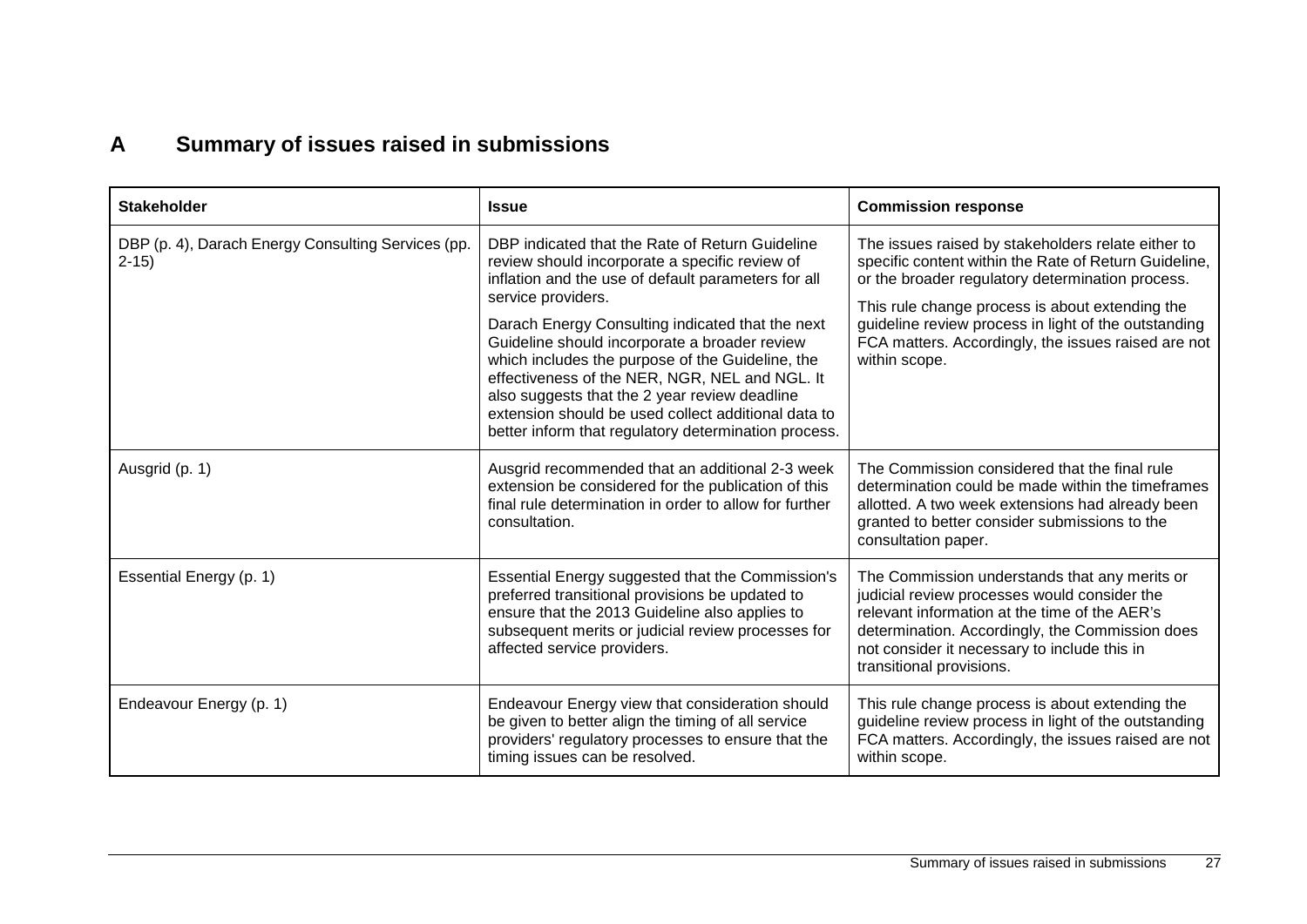# A Summary of issues raised in submissions

| Stakeholder | Issue | Commission response |
|---|---|---|
| DBP (p. 4), Darach Energy Consulting Services (pp. 2-15) | DBP indicated that the Rate of Return Guideline review should incorporate a specific review of inflation and the use of default parameters for all service providers.<br><br>Darach Energy Consulting indicated that the next Guideline should incorporate a broader review which includes the purpose of the Guideline, the effectiveness of the NER, NGR, NEL and NGL. It also suggests that the 2 year review deadline extension should be used collect additional data to better inform that regulatory determination process. | The issues raised by stakeholders relate either to specific content within the Rate of Return Guideline, or the broader regulatory determination process.<br><br>This rule change process is about extending the guideline review process in light of the outstanding FCA matters. Accordingly, the issues raised are not within scope. |
| Ausgrid (p. 1) | Ausgrid recommended that an additional 2-3 week extension be considered for the publication of this final rule determination in order to allow for further consultation. | The Commission considered that the final rule determination could be made within the timeframes allotted. A two week extensions had already been granted to better consider submissions to the consultation paper. |
| Essential Energy (p. 1) | Essential Energy suggested that the Commission's preferred transitional provisions be updated to ensure that the 2013 Guideline also applies to subsequent merits or judicial review processes for affected service providers. | The Commission understands that any merits or judicial review processes would consider the relevant information at the time of the AER's determination. Accordingly, the Commission does not consider it necessary to include this in transitional provisions. |
| Endeavour Energy (p. 1) | Endeavour Energy view that consideration should be given to better align the timing of all service providers' regulatory processes to ensure that the timing issues can be resolved. | This rule change process is about extending the guideline review process in light of the outstanding FCA matters. Accordingly, the issues raised are not within scope. |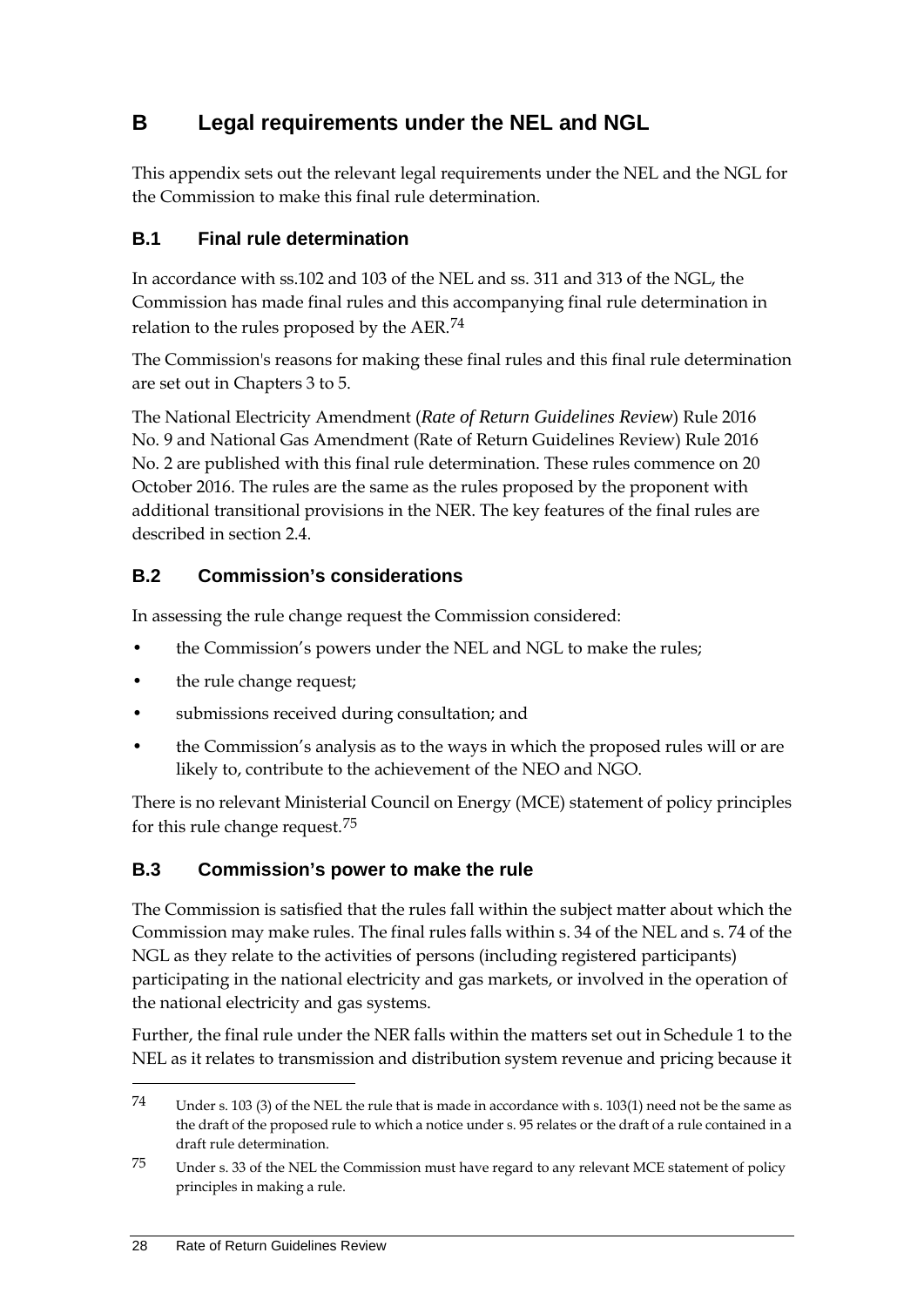# B Legal requirements under the NEL and NGL

This appendix sets out the relevant legal requirements under the NEL and the NGL for the Commission to make this final rule determination.

## B.1 Final rule determination

In accordance with ss.102 and 103 of the NEL and ss. 311 and 313 of the NGL, the Commission has made final rules and this accompanying final rule determination in relation to the rules proposed by the AER.[74]

The Commission's reasons for making these final rules and this final rule determination are set out in Chapters 3 to 5.

The National Electricity Amendment (*Rate of Return Guidelines Review*) Rule 2016 No. 9 and National Gas Amendment (Rate of Return Guidelines Review) Rule 2016 No. 2 are published with this final rule determination. These rules commence on 20 October 2016. The rules are the same as the rules proposed by the proponent with additional transitional provisions in the NER. The key features of the final rules are described in section 2.4.

## B.2 Commission's considerations

In assessing the rule change request the Commission considered:

- the Commission's powers under the NEL and NGL to make the rules;
- the rule change request;
- submissions received during consultation; and
- the Commission's analysis as to the ways in which the proposed rules will or are likely to, contribute to the achievement of the NEO and NGO.

There is no relevant Ministerial Council on Energy (MCE) statement of policy principles for this rule change request.[75]

## B.3 Commission's power to make the rule

The Commission is satisfied that the rules fall within the subject matter about which the Commission may make rules. The final rules falls within s. 34 of the NEL and s. 74 of the NGL as they relate to the activities of persons (including registered participants) participating in the national electricity and gas markets, or involved in the operation of the national electricity and gas systems.

Further, the final rule under the NER falls within the matters set out in Schedule 1 to the NEL as it relates to transmission and distribution system revenue and pricing because it

---

[74] Under s. 103 (3) of the NEL the rule that is made in accordance with s. 103(1) need not be the same as the draft of the proposed rule to which a notice under s. 95 relates or the draft of a rule contained in a draft rule determination.

[75] Under s. 33 of the NEL the Commission must have regard to any relevant MCE statement of policy principles in making a rule.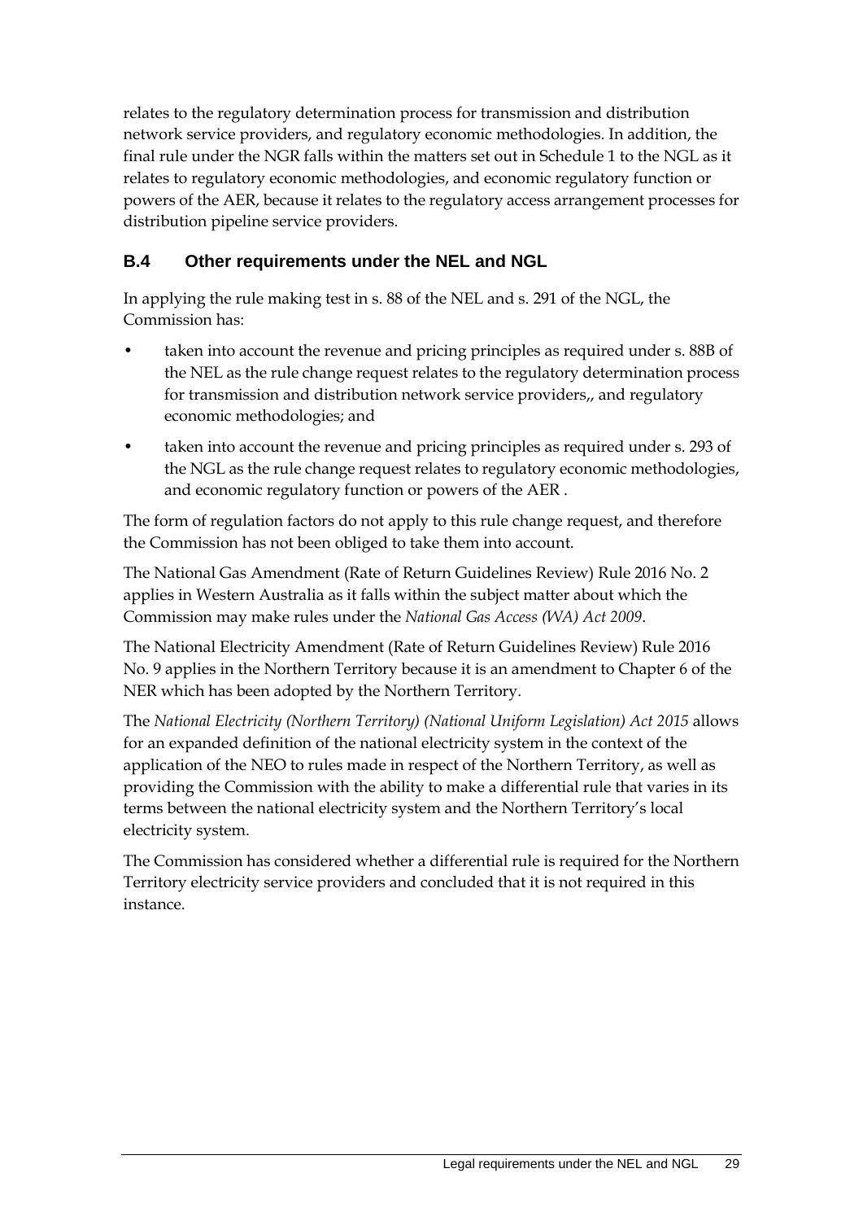relates to the regulatory determination process for transmission and distribution network service providers, and regulatory economic methodologies. In addition, the final rule under the NGR falls within the matters set out in Schedule 1 to the NGL as it relates to regulatory economic methodologies, and economic regulatory function or powers of the AER, because it relates to the regulatory access arrangement processes for distribution pipeline service providers.

## B.4 Other requirements under the NEL and NGL

In applying the rule making test in s. 88 of the NEL and s. 291 of the NGL, the Commission has:

- taken into account the revenue and pricing principles as required under s. 88B of the NEL as the rule change request relates to the regulatory determination process for transmission and distribution network service providers,, and regulatory economic methodologies; and
- taken into account the revenue and pricing principles as required under s. 293 of the NGL as the rule change request relates to regulatory economic methodologies, and economic regulatory function or powers of the AER .

The form of regulation factors do not apply to this rule change request, and therefore the Commission has not been obliged to take them into account.

The National Gas Amendment (Rate of Return Guidelines Review) Rule 2016 No. 2 applies in Western Australia as it falls within the subject matter about which the Commission may make rules under the *National Gas Access (WA) Act 2009*.

The National Electricity Amendment (Rate of Return Guidelines Review) Rule 2016 No. 9 applies in the Northern Territory because it is an amendment to Chapter 6 of the NER which has been adopted by the Northern Territory.

The *National Electricity (Northern Territory) (National Uniform Legislation) Act 2015* allows for an expanded definition of the national electricity system in the context of the application of the NEO to rules made in respect of the Northern Territory, as well as providing the Commission with the ability to make a differential rule that varies in its terms between the national electricity system and the Northern Territory's local electricity system.

The Commission has considered whether a differential rule is required for the Northern Territory electricity service providers and concluded that it is not required in this instance.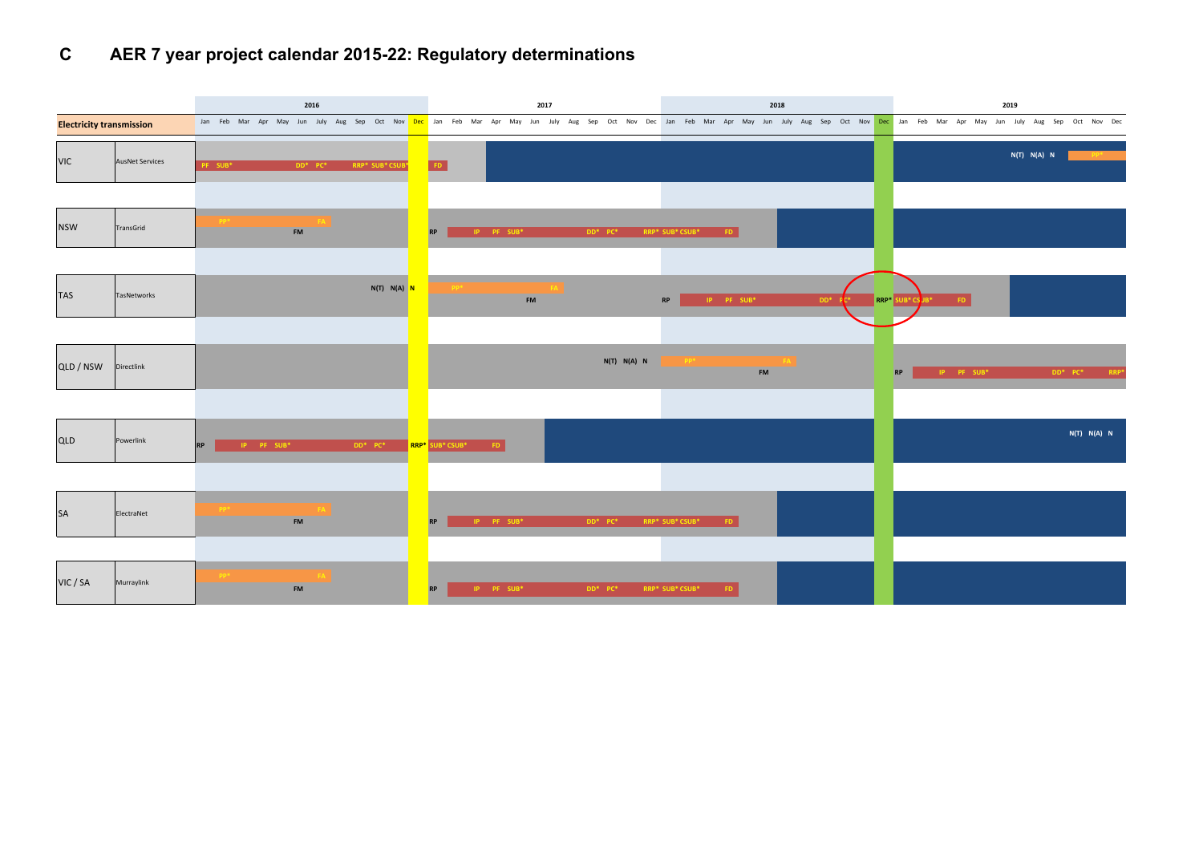# C AER 7 year project calendar 2015-22: Regulatory determinations

| Electricity transmission | | 2016 Jan | Feb | Mar | Apr | May | Jun | July | Aug | Sep | Oct | Nov | Dec | 2017 Jan | Feb | Mar | Apr | May | Jun | July | Aug | Sep | Oct | Nov | Dec | 2018 Jan | Feb | Mar | Apr | May | Jun | July | Aug | Sep | Oct | Nov | Dec | 2019 Jan | Feb | Mar | Apr | May | Jun | July | Aug | Sep | Oct | Nov | Dec |
|---|---|---|---|---|---|---|---|---|---|---|---|---|---|---|---|---|---|---|---|---|---|---|---|---|---|---|---|---|---|---|---|---|---|---|---|---|---|---|---|---|---|---|---|---|---|---|---|---|---|
| VIC | AusNet Services | PF | SUB* | | | | DD* | PC* | | RRP* | SUB* | CSUB* | | FD | | | | | | | | | | | | | | | | | | | | | | | | | | | | | | N(T) | N(A) | N | | PP* | |
| NSW | TransGrid | | PP* | | | | FM | FA | | | | | | RP | | IP | PF | SUB* | | | | DD* | PC* | | RRP* | SUB* | CSUB* | | FD | | | | | | | | | | | | | | | | | | | | |
| TAS | TasNetworks | | | | | | | | | | N(T) | N(A) | N | | PP* | | | | FM | FA | | | | | | RP | | IP | PF | SUB* | | | | | DD* | PC* | RRP* | SUB* | CSUB* | | FD | | | | | | | | |
| QLD / NSW | Directlink | | | | | | | | | | | | | | | | | | | | | N(T) | N(A) | N | | | PP* | | | | FM | | FA | | | | | RP | | IP | PF | SUB* | | | | | DD* | PC* | RRP* |
| QLD | Powerlink | RP | | IP | PF | SUB* | | | | DD* | PC* | | RRP* | SUB* | CSUB* | | FD | | | | | | | | | | | | | | | | | | | | | | | | | | | | | | N(T) | N(A) | N |
| SA | ElectraNet | | PP* | | | | FM | FA | | | | | | RP | | IP | PF | SUB* | | | | DD* | PC* | | RRP* | SUB* | CSUB* | | FD | | | | | | | | | | | | | | | | | | | | |
| VIC / SA | Murraylink | | PP* | | | | FM | FA | | | | | | RP | | IP | PF | SUB* | | | | DD* | PC* | | RRP* | SUB* | CSUB* | | FD | | | | | | | | | | | | | | | | | | | | |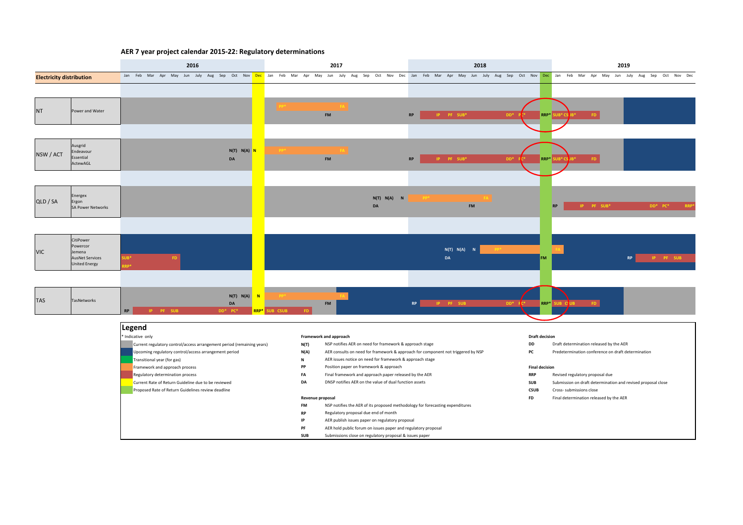# AER 7 year project calendar 2015-22: Regulatory determinations

**Electricity distribution**

2016
Jan Feb Mar Apr May Jun July Aug Sep Oct Nov Dec

2017
Jan Feb Mar Apr May Jun July Aug Sep Oct Nov Dec

2018
Jan Feb Mar Apr May Jun July Aug Sep Oct Nov Dec

2019
Jan Feb Mar Apr May Jun July Aug Sep Oct Nov Dec

NT
Power and Water
PP* FA
FM
RP IP PF SUB* DD* PC* RRP* SUB* CSUB* FD

NSW / ACT
Ausgrid
Endeavour
Essential
ActewAGL
N(T) N(A) N
DA
PP* FA
FM
RP IP PF SUB* DD* PC* RRP* SUB* CSUB* FD

QLD / SA
Energex
Ergon
SA Power Networks
N(T) N(A) N
DA
PP* FA
FM
RP IP PF SUB* DD* PC* RRP*

VIC
CitiPower
Powercor
Jemena
AusNet Services
United Energy
SUB*
RRP*
FD
N(T) N(A) N
DA
PP* FA
FM
RP IP PF SUB

TAS
TasNetworks
N(T) N(A) N
DA
RP IP PF SUB DD* PC* RRP* SUB CSUB FD
PP* FA
FM
RP IP PF SUB DD* PC* RRP* SUB CSUB FD

## Legend

\* Indicative only

- Current regulatory control/access arrangement period (remaining years)
- Upcoming regulatory control/access arrangement period
- Transitional year (for gas)
- Framework and approach process
- Regulatory determination process
- Current Rate of Return Guideline due to be reviewed
- Proposed Rate of Return Guidelines review deadline

**Framework and approach**

| | |
|---|---|
| N(T) | NSP notifies AER on need for framework & approach stage |
| N(A) | AER consults on need for framework & approach for component not triggered by NSP |
| N | AER issues notice on need for framework & approach stage |
| PP | Position paper on framework & approach |
| FA | Final framework and approach paper released by the AER |
| DA | DNSP notifies AER on the value of dual function assets |

**Revenue proposal**

| | |
|---|---|
| FM | NSP notifies the AER of its proposed methodology for forecasting expenditures |
| RP | Regulatory proposal due end of month |
| IP | AER publish issues paper on regulatory proposal |
| PF | AER hold public forum on issues paper and regulatory proposal |
| SUB | Submissions close on regulatory proposal & issues paper |

**Draft decision**

| | |
|---|---|
| DD | Draft determination released by the AER |
| PC | Predetermination conference on draft determination |

**Final decision**

| | |
|---|---|
| RRP | Revised regulatory proposal due |
| SUB | Submission on draft determination and revised proposal close |
| CSUB | Cross- submissions close |
| FD | Final determination released by the AER |